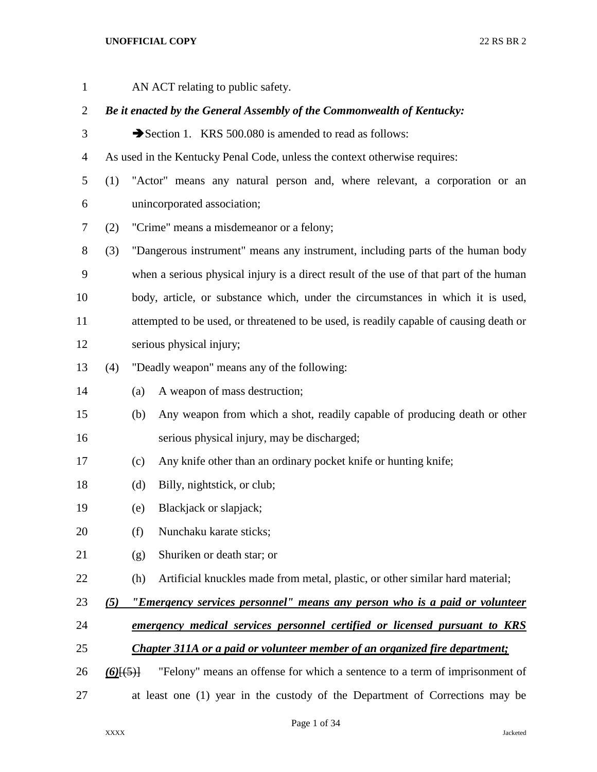AN ACT relating to public safety.

***Be it enacted by the General Assembly of the Commonwealth of Kentucky:***

➔Section 1. KRS 500.080 is amended to read as follows:

As used in the Kentucky Penal Code, unless the context otherwise requires:

(1) "Actor" means any natural person and, where relevant, a corporation or an unincorporated association;

(2) "Crime" means a misdemeanor or a felony;

(3) "Dangerous instrument" means any instrument, including parts of the human body when a serious physical injury is a direct result of the use of that part of the human body, article, or substance which, under the circumstances in which it is used, attempted to be used, or threatened to be used, is readily capable of causing death or serious physical injury;

(4) "Deadly weapon" means any of the following:

(a) A weapon of mass destruction;

(b) Any weapon from which a shot, readily capable of producing death or other serious physical injury, may be discharged;

(c) Any knife other than an ordinary pocket knife or hunting knife;

(d) Billy, nightstick, or club;

(e) Blackjack or slapjack;

(f) Nunchaku karate sticks;

(g) Shuriken or death star; or

(h) Artificial knuckles made from metal, plastic, or other similar hard material;

***(5) "Emergency services personnel" means any person who is a paid or volunteer emergency medical services personnel certified or licensed pursuant to KRS Chapter 311A or a paid or volunteer member of an organized fire department;***

***(6)***~~[(5)]~~ "Felony" means an offense for which a sentence to a term of imprisonment of at least one (1) year in the custody of the Department of Corrections may be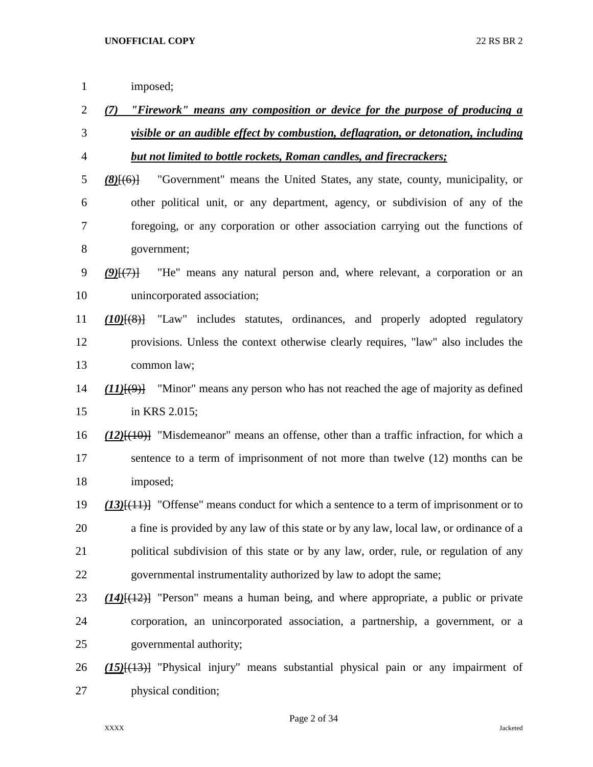imposed;

***(7) "Firework" means any composition or device for the purpose of producing a visible or an audible effect by combustion, deflagration, or detonation, including but not limited to bottle rockets, Roman candles, and firecrackers;***

***(8)***~~[(6)]~~ "Government" means the United States, any state, county, municipality, or other political unit, or any department, agency, or subdivision of any of the foregoing, or any corporation or other association carrying out the functions of government;

***(9)***~~[(7)]~~ "He" means any natural person and, where relevant, a corporation or an unincorporated association;

***(10)***~~[(8)]~~ "Law" includes statutes, ordinances, and properly adopted regulatory provisions. Unless the context otherwise clearly requires, "law" also includes the common law;

***(11)***~~[(9)]~~ "Minor" means any person who has not reached the age of majority as defined in KRS 2.015;

***(12)***~~[(10)]~~ "Misdemeanor" means an offense, other than a traffic infraction, for which a sentence to a term of imprisonment of not more than twelve (12) months can be imposed;

***(13)***~~[(11)]~~ "Offense" means conduct for which a sentence to a term of imprisonment or to a fine is provided by any law of this state or by any law, local law, or ordinance of a political subdivision of this state or by any law, order, rule, or regulation of any governmental instrumentality authorized by law to adopt the same;

***(14)***~~[(12)]~~ "Person" means a human being, and where appropriate, a public or private corporation, an unincorporated association, a partnership, a government, or a governmental authority;

***(15)***~~[(13)]~~ "Physical injury" means substantial physical pain or any impairment of physical condition;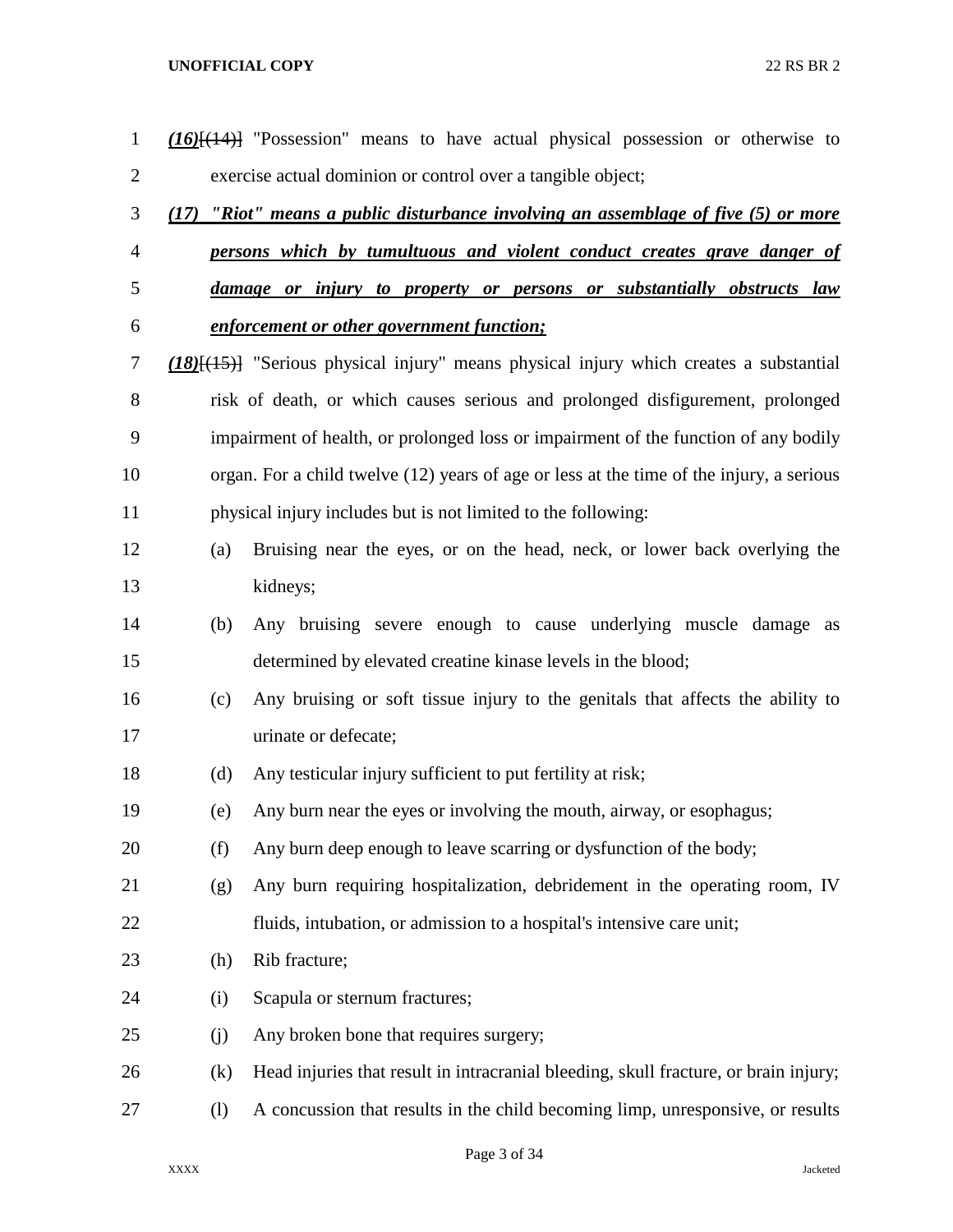*(16)*[(14)] "Possession" means to have actual physical possession or otherwise to exercise actual dominion or control over a tangible object;

*(17) "Riot" means a public disturbance involving an assemblage of five (5) or more persons which by tumultuous and violent conduct creates grave danger of damage or injury to property or persons or substantially obstructs law enforcement or other government function;*

*(18)*[(15)] "Serious physical injury" means physical injury which creates a substantial risk of death, or which causes serious and prolonged disfigurement, prolonged impairment of health, or prolonged loss or impairment of the function of any bodily organ. For a child twelve (12) years of age or less at the time of the injury, a serious physical injury includes but is not limited to the following:

(a) Bruising near the eyes, or on the head, neck, or lower back overlying the kidneys;

(b) Any bruising severe enough to cause underlying muscle damage as determined by elevated creatine kinase levels in the blood;

(c) Any bruising or soft tissue injury to the genitals that affects the ability to urinate or defecate;

(d) Any testicular injury sufficient to put fertility at risk;

(e) Any burn near the eyes or involving the mouth, airway, or esophagus;

(f) Any burn deep enough to leave scarring or dysfunction of the body;

(g) Any burn requiring hospitalization, debridement in the operating room, IV fluids, intubation, or admission to a hospital's intensive care unit;

(h) Rib fracture;

(i) Scapula or sternum fractures;

(j) Any broken bone that requires surgery;

(k) Head injuries that result in intracranial bleeding, skull fracture, or brain injury;

(l) A concussion that results in the child becoming limp, unresponsive, or results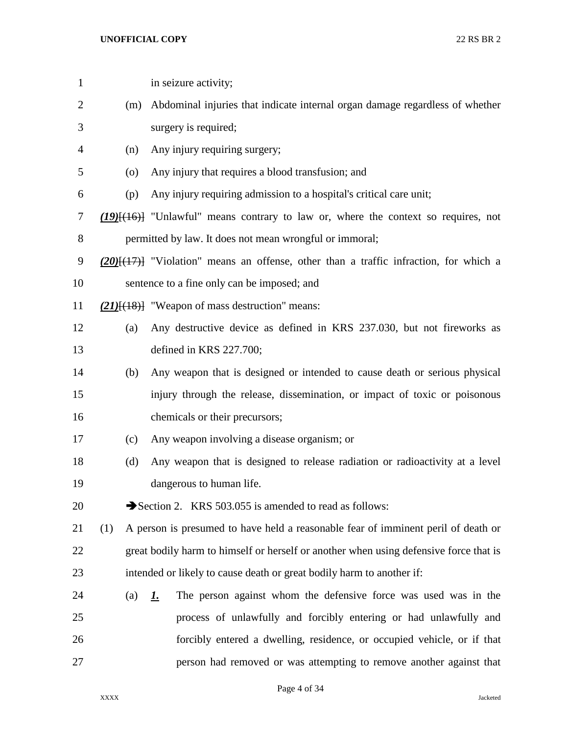in seizure activity;

(m) Abdominal injuries that indicate internal organ damage regardless of whether surgery is required;

(n) Any injury requiring surgery;

(o) Any injury that requires a blood transfusion; and

(p) Any injury requiring admission to a hospital's critical care unit;

***(19)***~~[(16)]~~ "Unlawful" means contrary to law or, where the context so requires, not permitted by law. It does not mean wrongful or immoral;

***(20)***~~[(17)]~~ "Violation" means an offense, other than a traffic infraction, for which a sentence to a fine only can be imposed; and

***(21)***~~[(18)]~~ "Weapon of mass destruction" means:

(a) Any destructive device as defined in KRS 237.030, but not fireworks as defined in KRS 227.700;

(b) Any weapon that is designed or intended to cause death or serious physical injury through the release, dissemination, or impact of toxic or poisonous chemicals or their precursors;

(c) Any weapon involving a disease organism; or

(d) Any weapon that is designed to release radiation or radioactivity at a level dangerous to human life.

➔Section 2. KRS 503.055 is amended to read as follows:

(1) A person is presumed to have held a reasonable fear of imminent peril of death or great bodily harm to himself or herself or another when using defensive force that is intended or likely to cause death or great bodily harm to another if:

(a) ***1.*** The person against whom the defensive force was used was in the process of unlawfully and forcibly entering or had unlawfully and forcibly entered a dwelling, residence, or occupied vehicle, or if that person had removed or was attempting to remove another against that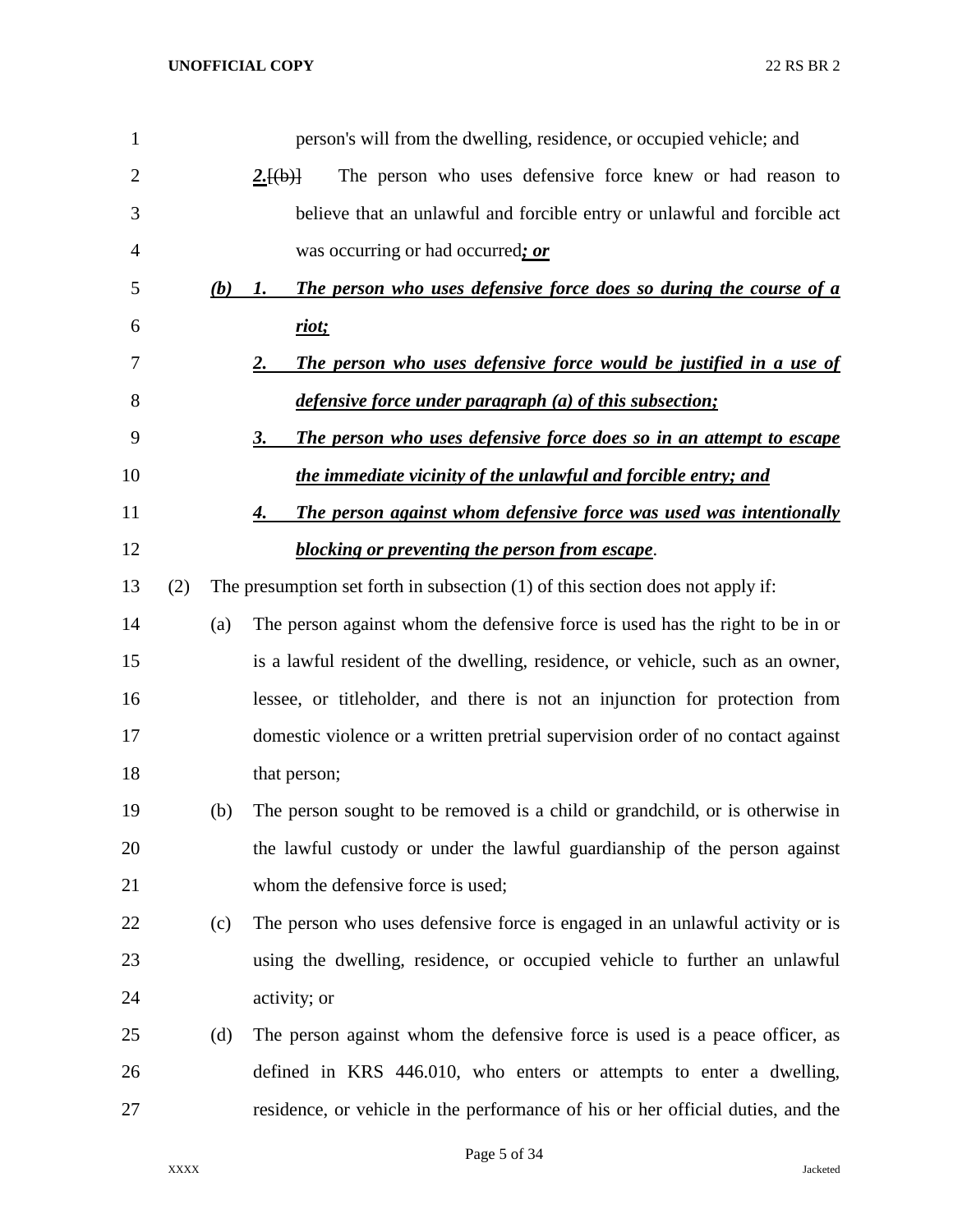person's will from the dwelling, residence, or occupied vehicle; and

***2.***[(b)] The person who uses defensive force knew or had reason to believe that an unlawful and forcible entry or unlawful and forcible act was occurring or had occurred***; or***

***(b) 1. The person who uses defensive force does so during the course of a riot;***

***2. The person who uses defensive force would be justified in a use of defensive force under paragraph (a) of this subsection;***

***3. The person who uses defensive force does so in an attempt to escape the immediate vicinity of the unlawful and forcible entry; and***

***4. The person against whom defensive force was used was intentionally blocking or preventing the person from escape***.

(2) The presumption set forth in subsection (1) of this section does not apply if:

(a) The person against whom the defensive force is used has the right to be in or is a lawful resident of the dwelling, residence, or vehicle, such as an owner, lessee, or titleholder, and there is not an injunction for protection from domestic violence or a written pretrial supervision order of no contact against that person;

(b) The person sought to be removed is a child or grandchild, or is otherwise in the lawful custody or under the lawful guardianship of the person against whom the defensive force is used;

(c) The person who uses defensive force is engaged in an unlawful activity or is using the dwelling, residence, or occupied vehicle to further an unlawful activity; or

(d) The person against whom the defensive force is used is a peace officer, as defined in KRS 446.010, who enters or attempts to enter a dwelling, residence, or vehicle in the performance of his or her official duties, and the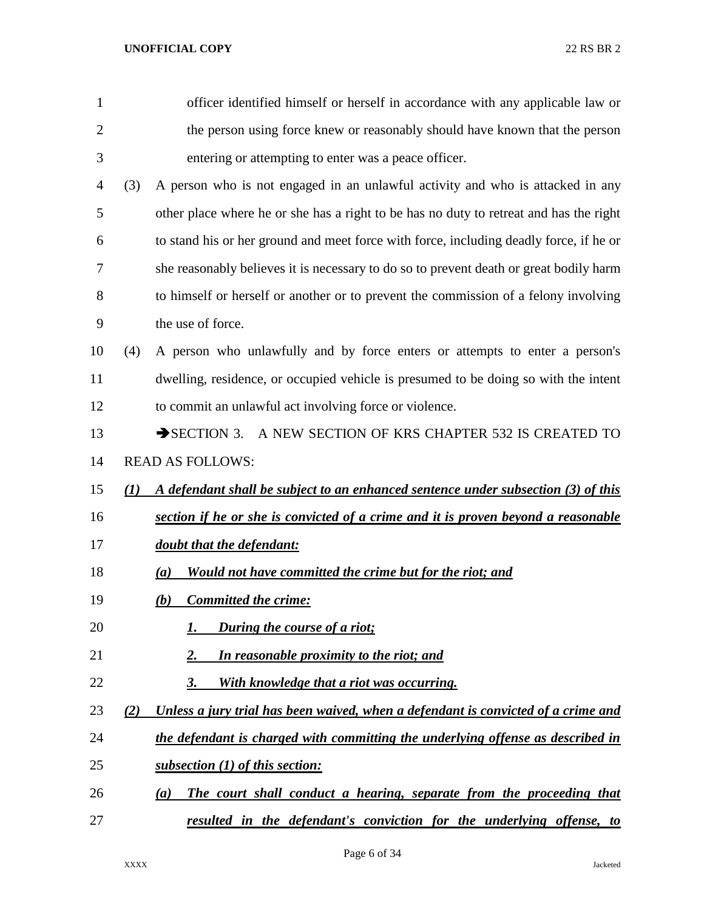officer identified himself or herself in accordance with any applicable law or the person using force knew or reasonably should have known that the person entering or attempting to enter was a peace officer.

(3) A person who is not engaged in an unlawful activity and who is attacked in any other place where he or she has a right to be has no duty to retreat and has the right to stand his or her ground and meet force with force, including deadly force, if he or she reasonably believes it is necessary to do so to prevent death or great bodily harm to himself or herself or another or to prevent the commission of a felony involving the use of force.

(4) A person who unlawfully and by force enters or attempts to enter a person's dwelling, residence, or occupied vehicle is presumed to be doing so with the intent to commit an unlawful act involving force or violence.

➔SECTION 3. A NEW SECTION OF KRS CHAPTER 532 IS CREATED TO READ AS FOLLOWS:

***(1) A defendant shall be subject to an enhanced sentence under subsection (3) of this section if he or she is convicted of a crime and it is proven beyond a reasonable doubt that the defendant:***

***(a) Would not have committed the crime but for the riot; and***

***(b) Committed the crime:***

***1. During the course of a riot;***

***2. In reasonable proximity to the riot; and***

***3. With knowledge that a riot was occurring.***

***(2) Unless a jury trial has been waived, when a defendant is convicted of a crime and the defendant is charged with committing the underlying offense as described in subsection (1) of this section:***

***(a) The court shall conduct a hearing, separate from the proceeding that resulted in the defendant's conviction for the underlying offense, to***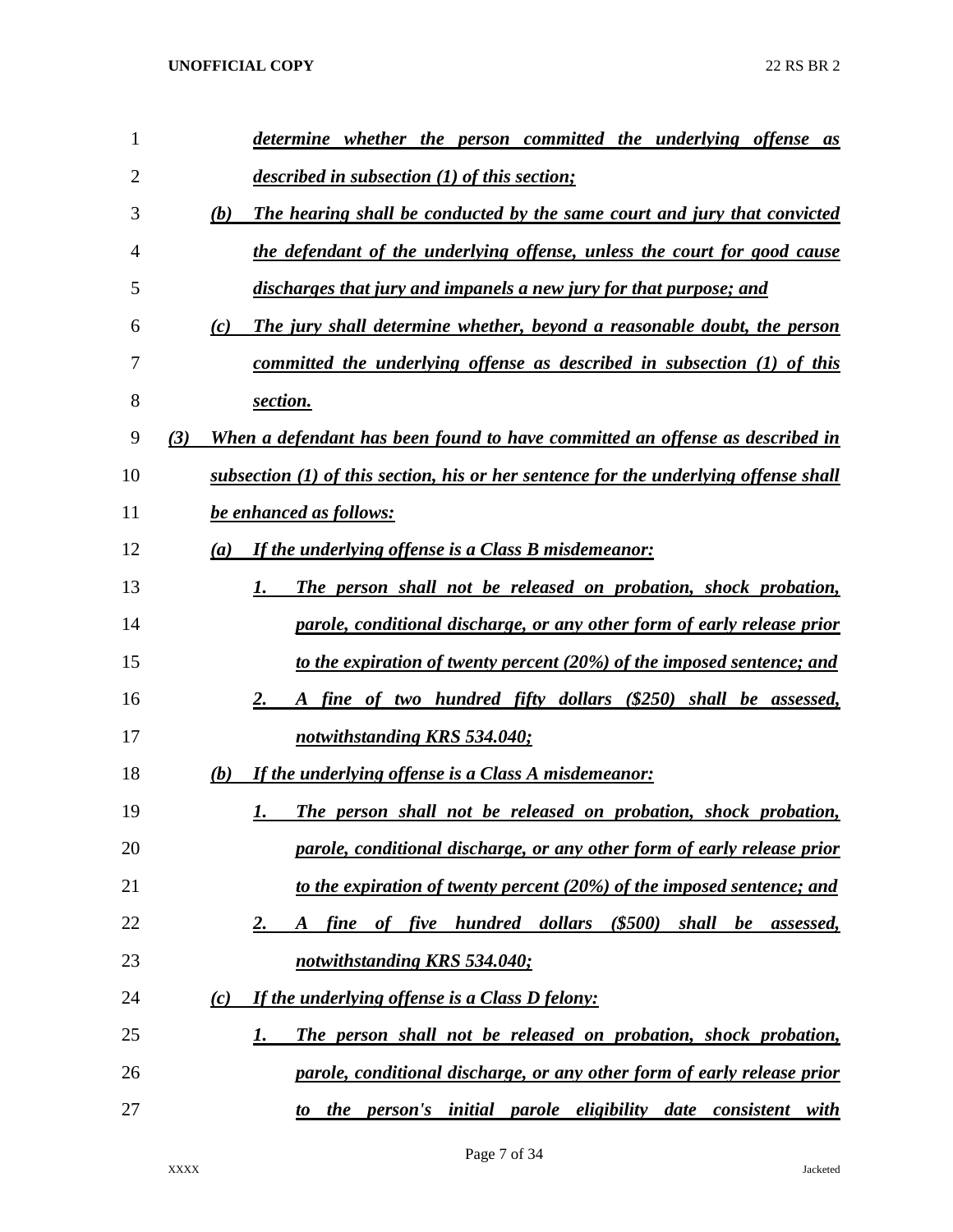*determine whether the person committed the underlying offense as described in subsection (1) of this section;*

*(b) The hearing shall be conducted by the same court and jury that convicted the defendant of the underlying offense, unless the court for good cause discharges that jury and impanels a new jury for that purpose; and*

*(c) The jury shall determine whether, beyond a reasonable doubt, the person committed the underlying offense as described in subsection (1) of this section.*

*(3) When a defendant has been found to have committed an offense as described in subsection (1) of this section, his or her sentence for the underlying offense shall be enhanced as follows:*

*(a) If the underlying offense is a Class B misdemeanor:*

*1. The person shall not be released on probation, shock probation, parole, conditional discharge, or any other form of early release prior to the expiration of twenty percent (20%) of the imposed sentence; and*

*2. A fine of two hundred fifty dollars ($250) shall be assessed, notwithstanding KRS 534.040;*

*(b) If the underlying offense is a Class A misdemeanor:*

*1. The person shall not be released on probation, shock probation, parole, conditional discharge, or any other form of early release prior to the expiration of twenty percent (20%) of the imposed sentence; and*

*2. A fine of five hundred dollars ($500) shall be assessed, notwithstanding KRS 534.040;*

*(c) If the underlying offense is a Class D felony:*

*1. The person shall not be released on probation, shock probation, parole, conditional discharge, or any other form of early release prior to the person's initial parole eligibility date consistent with*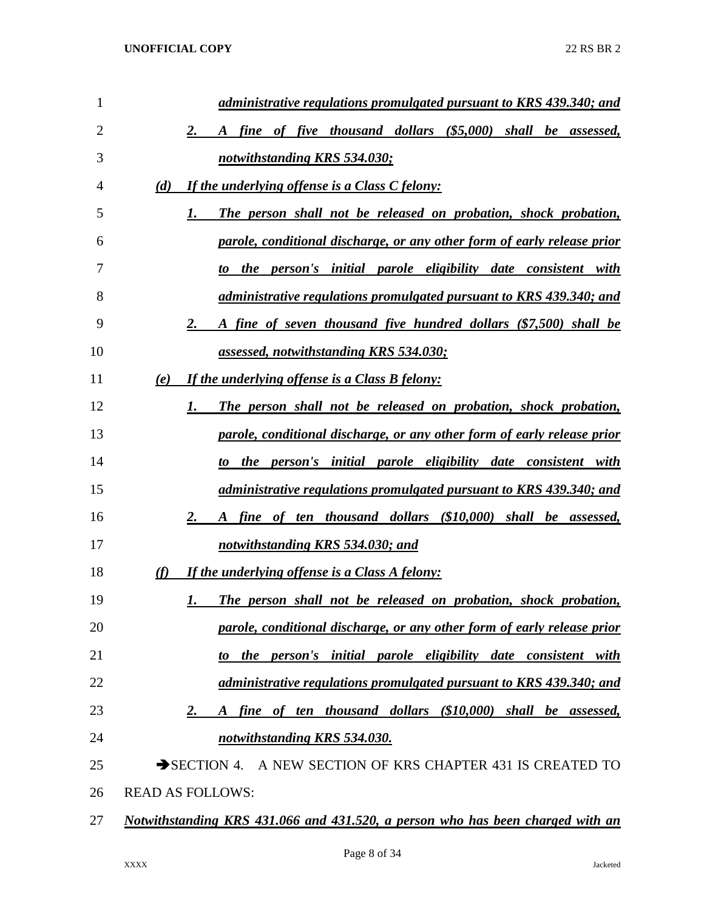***administrative regulations promulgated pursuant to KRS 439.340; and***

***2. A fine of five thousand dollars ($5,000) shall be assessed, notwithstanding KRS 534.030;***

***(d) If the underlying offense is a Class C felony:***

***1. The person shall not be released on probation, shock probation, parole, conditional discharge, or any other form of early release prior to the person's initial parole eligibility date consistent with administrative regulations promulgated pursuant to KRS 439.340; and***

***2. A fine of seven thousand five hundred dollars ($7,500) shall be assessed, notwithstanding KRS 534.030;***

***(e) If the underlying offense is a Class B felony:***

***1. The person shall not be released on probation, shock probation, parole, conditional discharge, or any other form of early release prior to the person's initial parole eligibility date consistent with administrative regulations promulgated pursuant to KRS 439.340; and***

***2. A fine of ten thousand dollars ($10,000) shall be assessed, notwithstanding KRS 534.030; and***

***(f) If the underlying offense is a Class A felony:***

***1. The person shall not be released on probation, shock probation, parole, conditional discharge, or any other form of early release prior to the person's initial parole eligibility date consistent with administrative regulations promulgated pursuant to KRS 439.340; and***

***2. A fine of ten thousand dollars ($10,000) shall be assessed, notwithstanding KRS 534.030.***

➔SECTION 4. A NEW SECTION OF KRS CHAPTER 431 IS CREATED TO READ AS FOLLOWS:

***Notwithstanding KRS 431.066 and 431.520, a person who has been charged with an***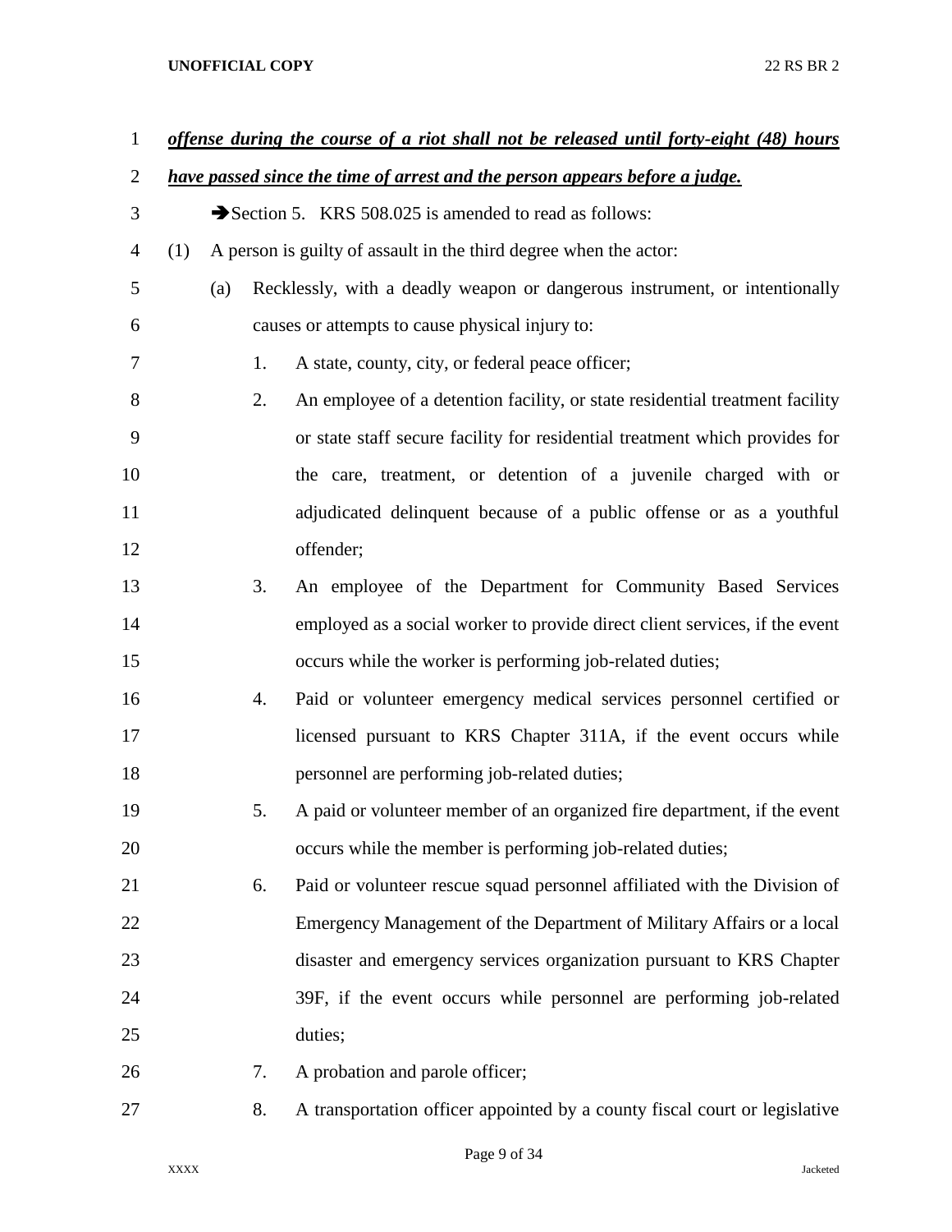***offense during the course of a riot shall not be released until forty-eight (48) hours have passed since the time of arrest and the person appears before a judge.***

➔Section 5. KRS 508.025 is amended to read as follows:

(1) A person is guilty of assault in the third degree when the actor:

(a) Recklessly, with a deadly weapon or dangerous instrument, or intentionally causes or attempts to cause physical injury to:

1. A state, county, city, or federal peace officer;

2. An employee of a detention facility, or state residential treatment facility or state staff secure facility for residential treatment which provides for the care, treatment, or detention of a juvenile charged with or adjudicated delinquent because of a public offense or as a youthful offender;

3. An employee of the Department for Community Based Services employed as a social worker to provide direct client services, if the event occurs while the worker is performing job-related duties;

4. Paid or volunteer emergency medical services personnel certified or licensed pursuant to KRS Chapter 311A, if the event occurs while personnel are performing job-related duties;

5. A paid or volunteer member of an organized fire department, if the event occurs while the member is performing job-related duties;

6. Paid or volunteer rescue squad personnel affiliated with the Division of Emergency Management of the Department of Military Affairs or a local disaster and emergency services organization pursuant to KRS Chapter 39F, if the event occurs while personnel are performing job-related duties;

7. A probation and parole officer;

8. A transportation officer appointed by a county fiscal court or legislative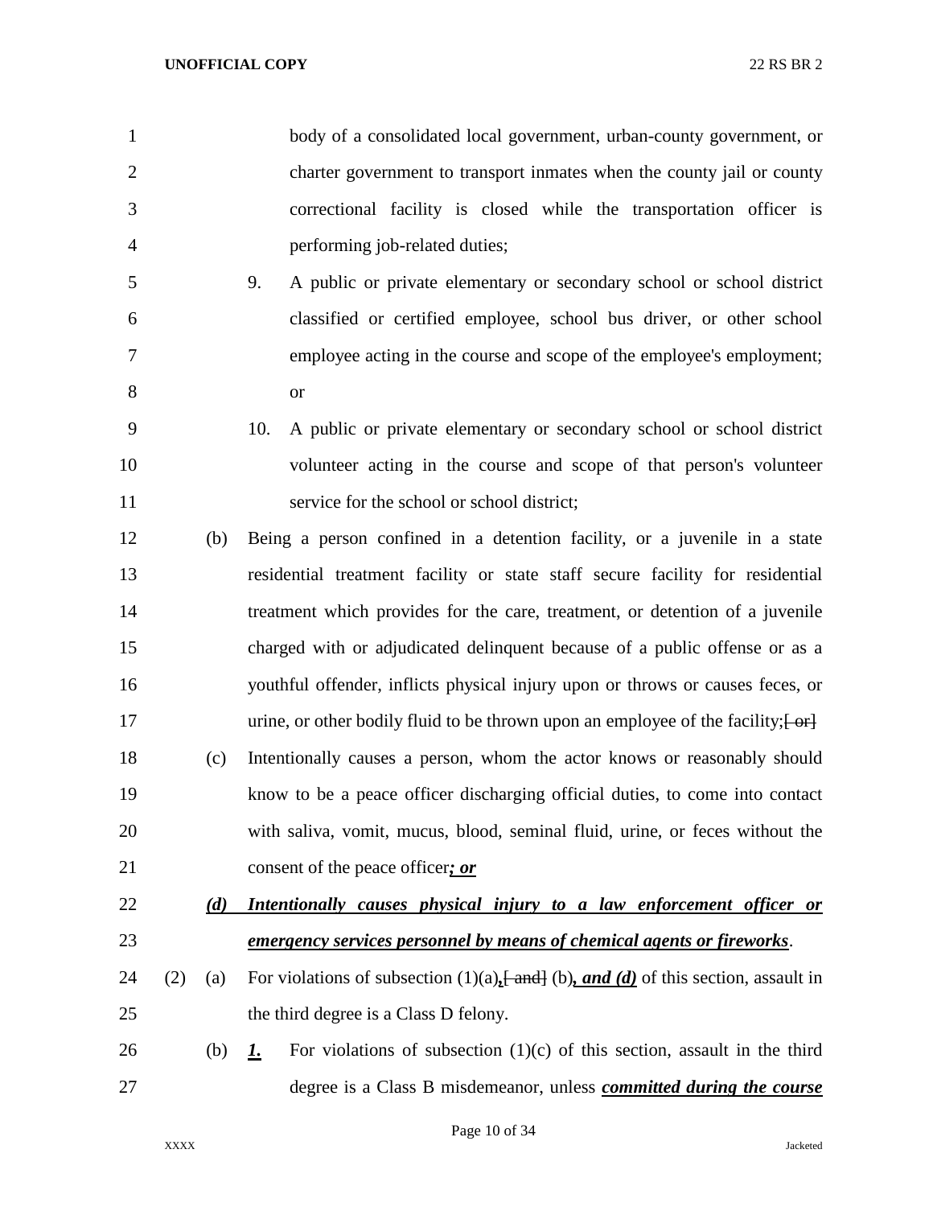body of a consolidated local government, urban-county government, or charter government to transport inmates when the county jail or county correctional facility is closed while the transportation officer is performing job-related duties;

9. A public or private elementary or secondary school or school district classified or certified employee, school bus driver, or other school employee acting in the course and scope of the employee's employment; or

10. A public or private elementary or secondary school or school district volunteer acting in the course and scope of that person's volunteer service for the school or school district;

(b) Being a person confined in a detention facility, or a juvenile in a state residential treatment facility or state staff secure facility for residential treatment which provides for the care, treatment, or detention of a juvenile charged with or adjudicated delinquent because of a public offense or as a youthful offender, inflicts physical injury upon or throws or causes feces, or urine, or other bodily fluid to be thrown upon an employee of the facility;~~[ or]~~

(c) Intentionally causes a person, whom the actor knows or reasonably should know to be a peace officer discharging official duties, to come into contact with saliva, vomit, mucus, blood, seminal fluid, urine, or feces without the consent of the peace officer***; or***

***(d) Intentionally causes physical injury to a law enforcement officer or emergency services personnel by means of chemical agents or fireworks***.

(2) (a) For violations of subsection (1)(a)***,***~~[ and]~~ (b)***, and (d)*** of this section, assault in the third degree is a Class D felony.

(b) ***1.*** For violations of subsection (1)(c) of this section, assault in the third degree is a Class B misdemeanor, unless ***committed during the course***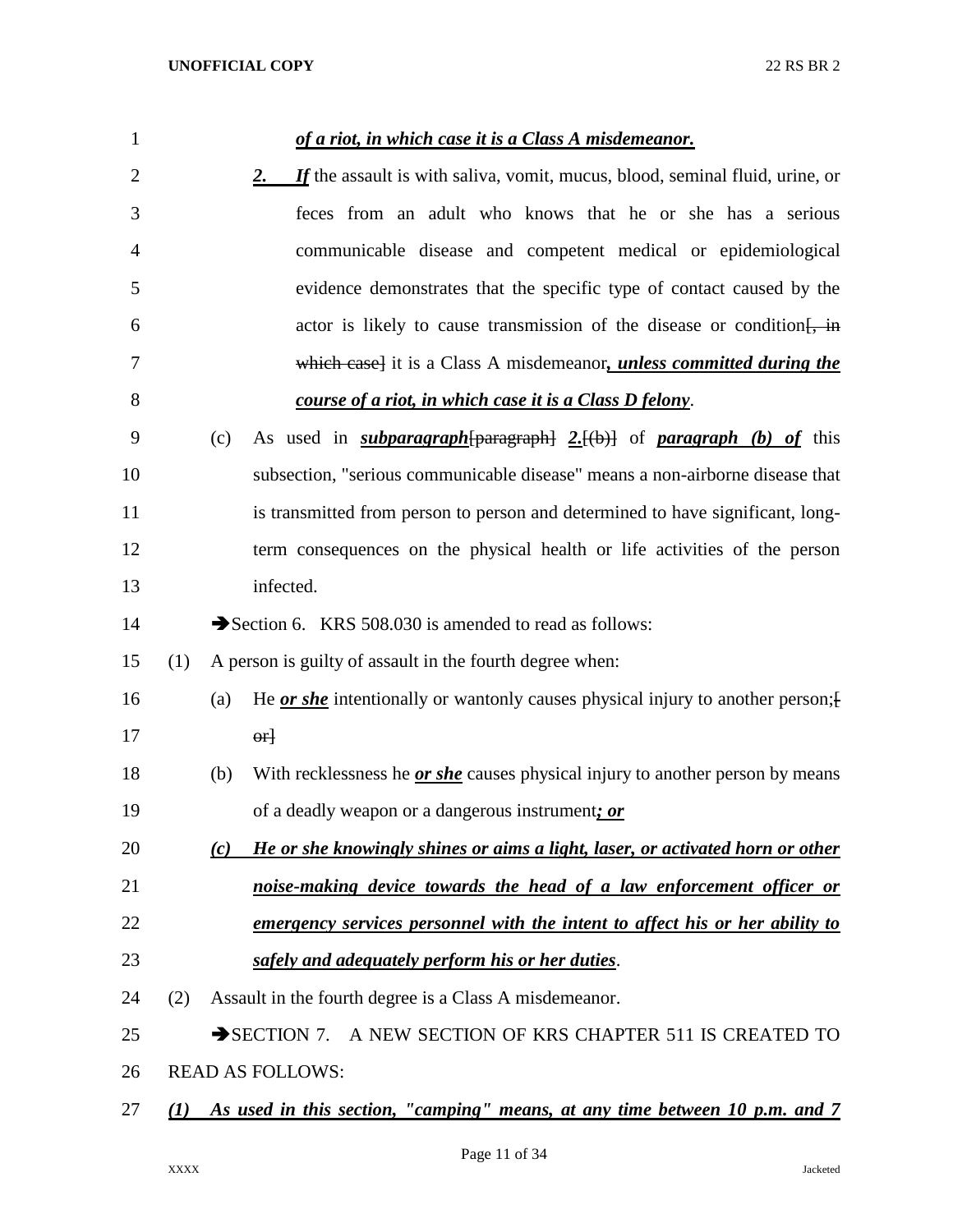***of a riot, in which case it is a Class A misdemeanor.***

***2. If*** the assault is with saliva, vomit, mucus, blood, seminal fluid, urine, or feces from an adult who knows that he or she has a serious communicable disease and competent medical or epidemiological evidence demonstrates that the specific type of contact caused by the actor is likely to cause transmission of the disease or condition~~[, in which case]~~ it is a Class A misdemeanor***, unless committed during the course of a riot, in which case it is a Class D felony***.

(c) As used in ***subparagraph***~~[paragraph]~~ ***2.***~~[(b)]~~ of ***paragraph (b) of*** this subsection, "serious communicable disease" means a non-airborne disease that is transmitted from person to person and determined to have significant, long-term consequences on the physical health or life activities of the person infected.

➔Section 6. KRS 508.030 is amended to read as follows:

(1) A person is guilty of assault in the fourth degree when:

(a) He ***or she*** intentionally or wantonly causes physical injury to another person;~~[ or]~~

(b) With recklessness he ***or she*** causes physical injury to another person by means of a deadly weapon or a dangerous instrument***; or***

***(c) He or she knowingly shines or aims a light, laser, or activated horn or other noise-making device towards the head of a law enforcement officer or emergency services personnel with the intent to affect his or her ability to safely and adequately perform his or her duties***.

(2) Assault in the fourth degree is a Class A misdemeanor.

➔SECTION 7. A NEW SECTION OF KRS CHAPTER 511 IS CREATED TO READ AS FOLLOWS:

***(1) As used in this section, "camping" means, at any time between 10 p.m. and 7***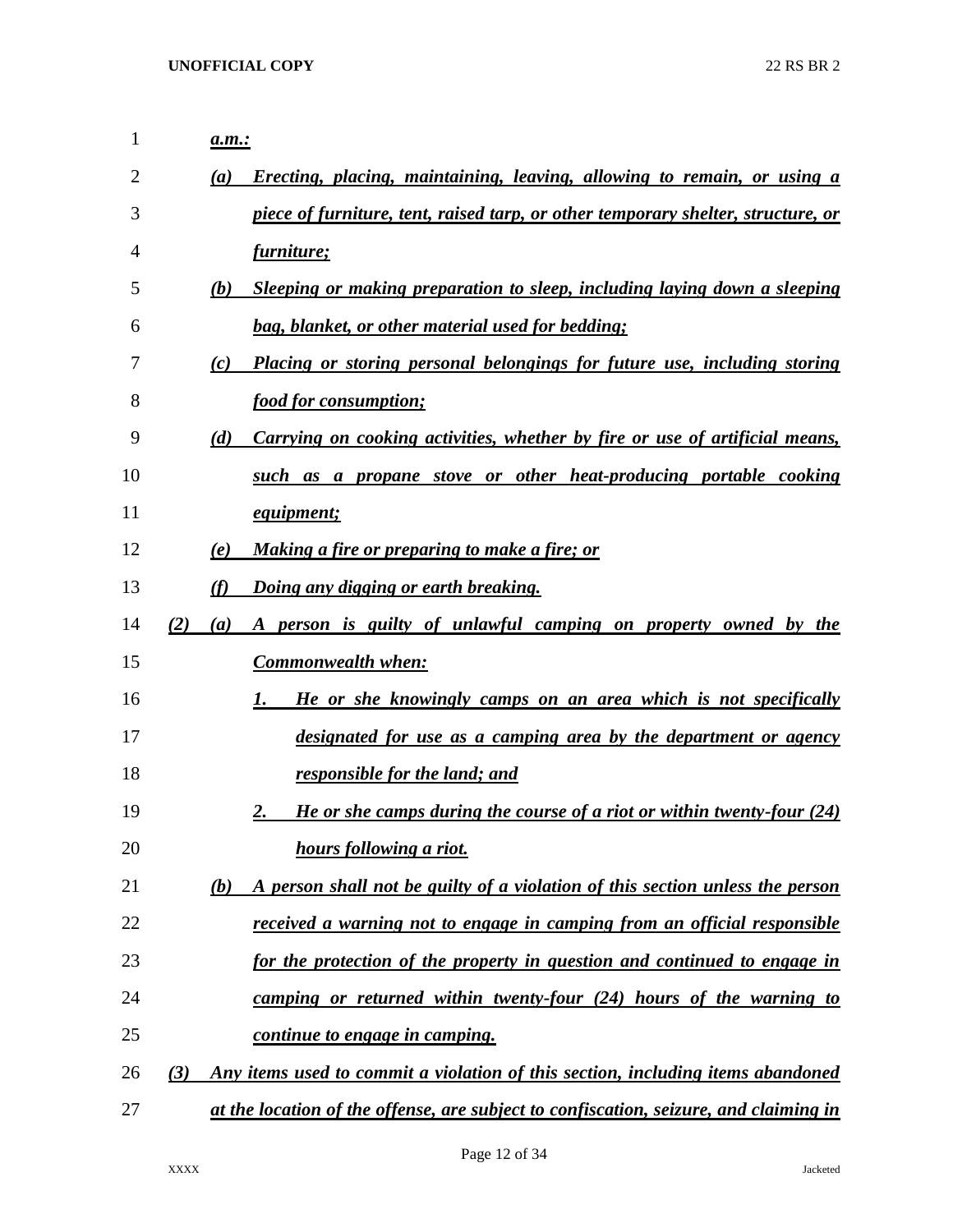*a.m.:*

(a) *Erecting, placing, maintaining, leaving, allowing to remain, or using a piece of furniture, tent, raised tarp, or other temporary shelter, structure, or furniture;*

(b) *Sleeping or making preparation to sleep, including laying down a sleeping bag, blanket, or other material used for bedding;*

(c) *Placing or storing personal belongings for future use, including storing food for consumption;*

(d) *Carrying on cooking activities, whether by fire or use of artificial means, such as a propane stove or other heat-producing portable cooking equipment;*

(e) *Making a fire or preparing to make a fire; or*

(f) *Doing any digging or earth breaking.*

(2) (a) *A person is guilty of unlawful camping on property owned by the Commonwealth when:*

1. *He or she knowingly camps on an area which is not specifically designated for use as a camping area by the department or agency responsible for the land; and*

2. *He or she camps during the course of a riot or within twenty-four (24) hours following a riot.*

(b) *A person shall not be guilty of a violation of this section unless the person received a warning not to engage in camping from an official responsible for the protection of the property in question and continued to engage in camping or returned within twenty-four (24) hours of the warning to continue to engage in camping.*

(3) *Any items used to commit a violation of this section, including items abandoned at the location of the offense, are subject to confiscation, seizure, and claiming in*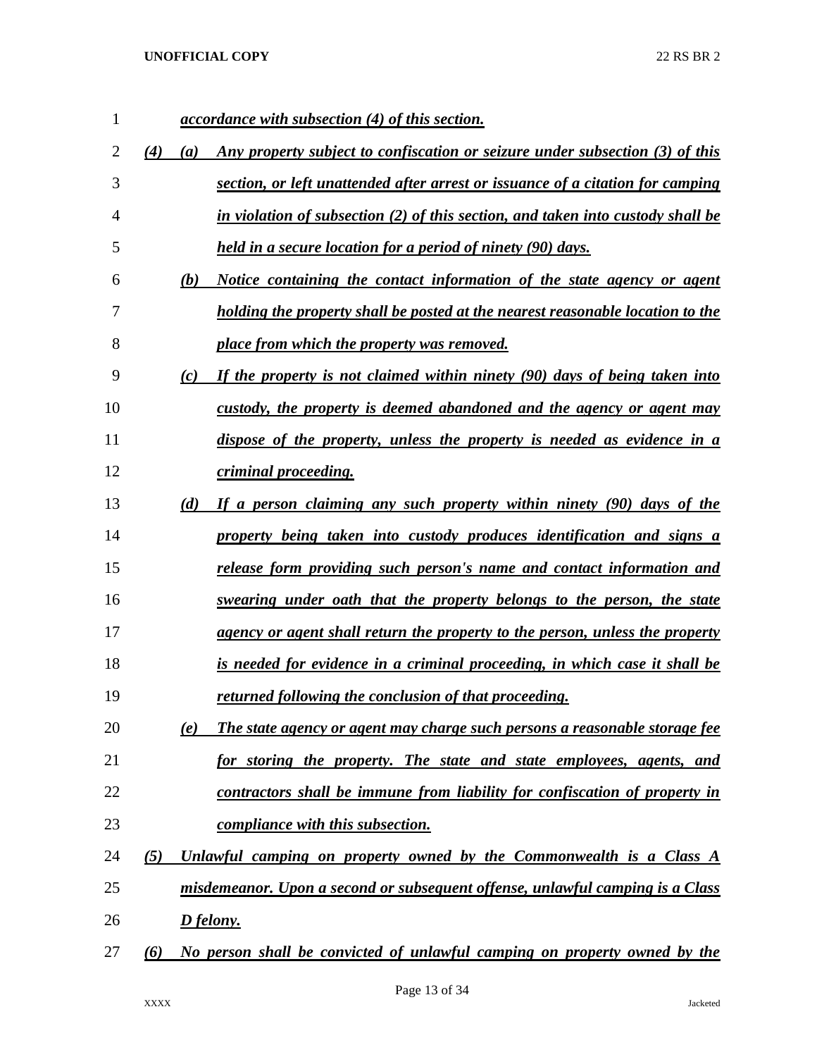*accordance with subsection (4) of this section.*

*(4) (a) Any property subject to confiscation or seizure under subsection (3) of this section, or left unattended after arrest or issuance of a citation for camping in violation of subsection (2) of this section, and taken into custody shall be held in a secure location for a period of ninety (90) days.*

*(b) Notice containing the contact information of the state agency or agent holding the property shall be posted at the nearest reasonable location to the place from which the property was removed.*

*(c) If the property is not claimed within ninety (90) days of being taken into custody, the property is deemed abandoned and the agency or agent may dispose of the property, unless the property is needed as evidence in a criminal proceeding.*

*(d) If a person claiming any such property within ninety (90) days of the property being taken into custody produces identification and signs a release form providing such person's name and contact information and swearing under oath that the property belongs to the person, the state agency or agent shall return the property to the person, unless the property is needed for evidence in a criminal proceeding, in which case it shall be returned following the conclusion of that proceeding.*

*(e) The state agency or agent may charge such persons a reasonable storage fee for storing the property. The state and state employees, agents, and contractors shall be immune from liability for confiscation of property in compliance with this subsection.*

*(5) Unlawful camping on property owned by the Commonwealth is a Class A misdemeanor. Upon a second or subsequent offense, unlawful camping is a Class D felony.*

*(6) No person shall be convicted of unlawful camping on property owned by the*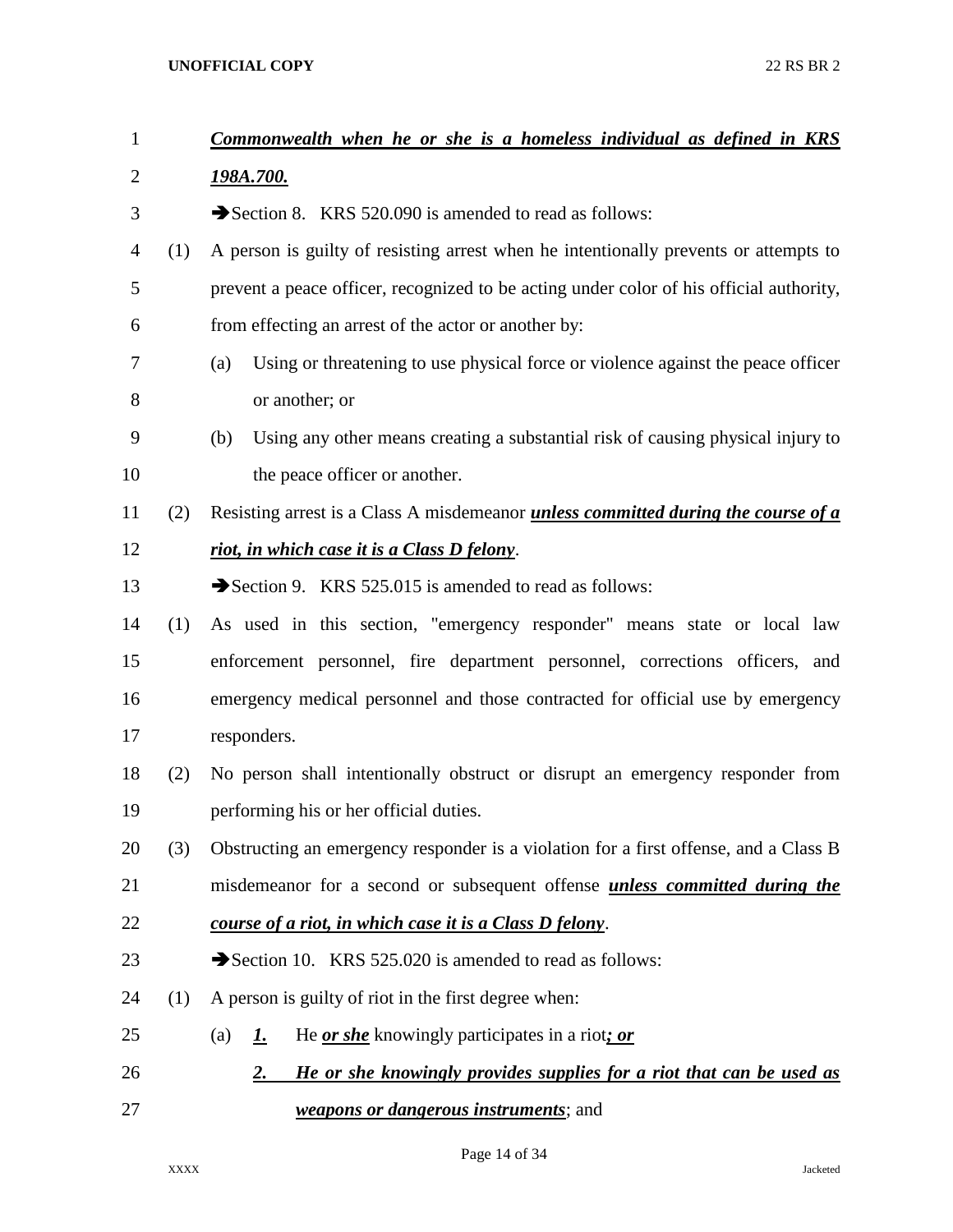***Commonwealth when he or she is a homeless individual as defined in KRS 198A.700.***

➔Section 8. KRS 520.090 is amended to read as follows:

(1) A person is guilty of resisting arrest when he intentionally prevents or attempts to prevent a peace officer, recognized to be acting under color of his official authority, from effecting an arrest of the actor or another by:

(a) Using or threatening to use physical force or violence against the peace officer or another; or

(b) Using any other means creating a substantial risk of causing physical injury to the peace officer or another.

(2) Resisting arrest is a Class A misdemeanor ***unless committed during the course of a riot, in which case it is a Class D felony***.

➔Section 9. KRS 525.015 is amended to read as follows:

(1) As used in this section, "emergency responder" means state or local law enforcement personnel, fire department personnel, corrections officers, and emergency medical personnel and those contracted for official use by emergency responders.

(2) No person shall intentionally obstruct or disrupt an emergency responder from performing his or her official duties.

(3) Obstructing an emergency responder is a violation for a first offense, and a Class B misdemeanor for a second or subsequent offense ***unless committed during the course of a riot, in which case it is a Class D felony***.

➔Section 10. KRS 525.020 is amended to read as follows:

(1) A person is guilty of riot in the first degree when:

(a) ***1.*** He ***or she*** knowingly participates in a riot***; or***

***2. He or she knowingly provides supplies for a riot that can be used as weapons or dangerous instruments***; and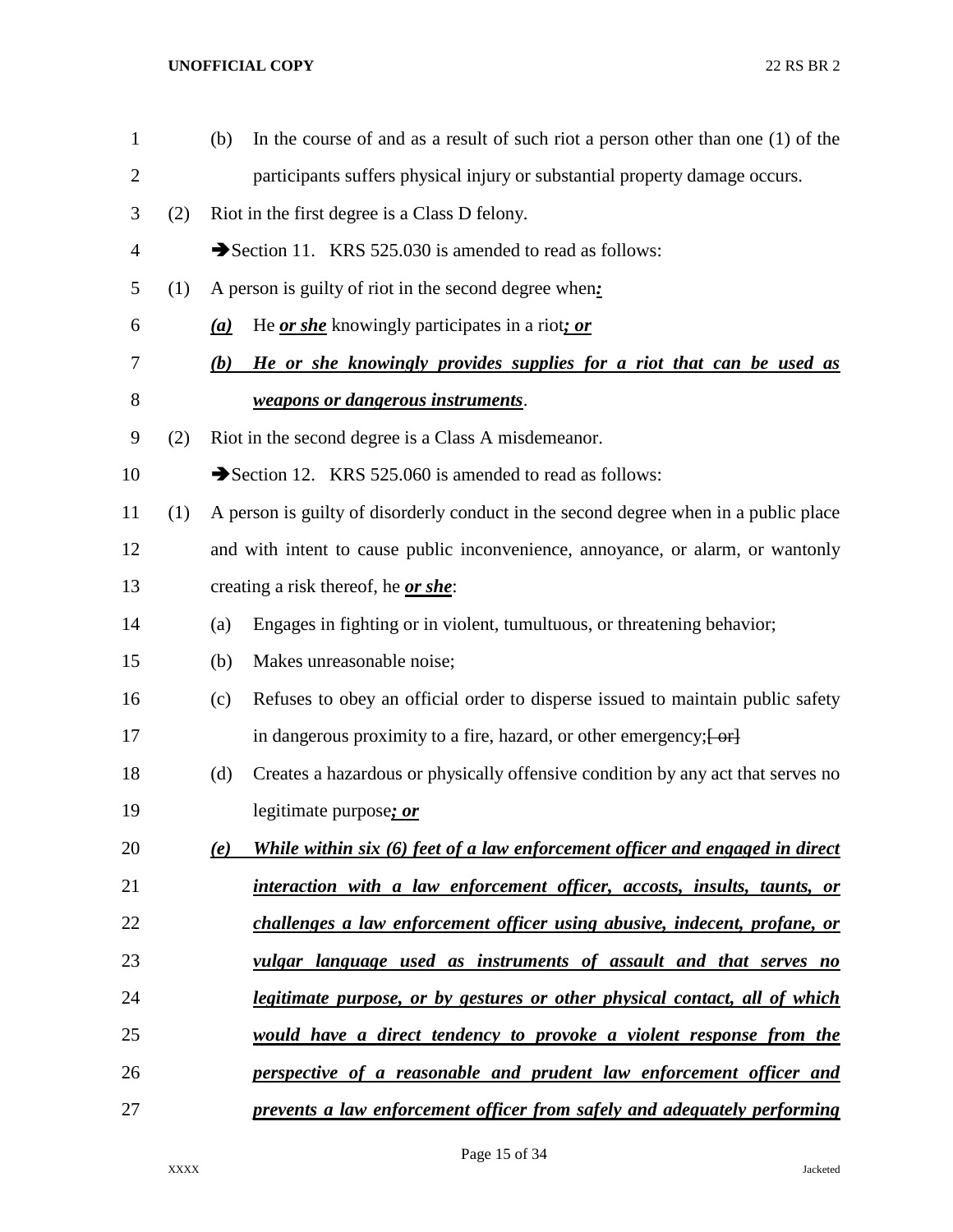(b) In the course of and as a result of such riot a person other than one (1) of the participants suffers physical injury or substantial property damage occurs.

(2) Riot in the first degree is a Class D felony.

➔Section 11. KRS 525.030 is amended to read as follows:

(1) A person is guilty of riot in the second degree when***:***

***(a)*** He ***or she*** knowingly participates in a riot***; or***

***(b) He or she knowingly provides supplies for a riot that can be used as weapons or dangerous instruments***.

(2) Riot in the second degree is a Class A misdemeanor.

➔Section 12. KRS 525.060 is amended to read as follows:

(1) A person is guilty of disorderly conduct in the second degree when in a public place and with intent to cause public inconvenience, annoyance, or alarm, or wantonly creating a risk thereof, he ***or she***:

(a) Engages in fighting or in violent, tumultuous, or threatening behavior;

(b) Makes unreasonable noise;

(c) Refuses to obey an official order to disperse issued to maintain public safety in dangerous proximity to a fire, hazard, or other emergency;~~[ or]~~

(d) Creates a hazardous or physically offensive condition by any act that serves no legitimate purpose***; or***

***(e) While within six (6) feet of a law enforcement officer and engaged in direct interaction with a law enforcement officer, accosts, insults, taunts, or challenges a law enforcement officer using abusive, indecent, profane, or vulgar language used as instruments of assault and that serves no legitimate purpose, or by gestures or other physical contact, all of which would have a direct tendency to provoke a violent response from the perspective of a reasonable and prudent law enforcement officer and prevents a law enforcement officer from safely and adequately performing***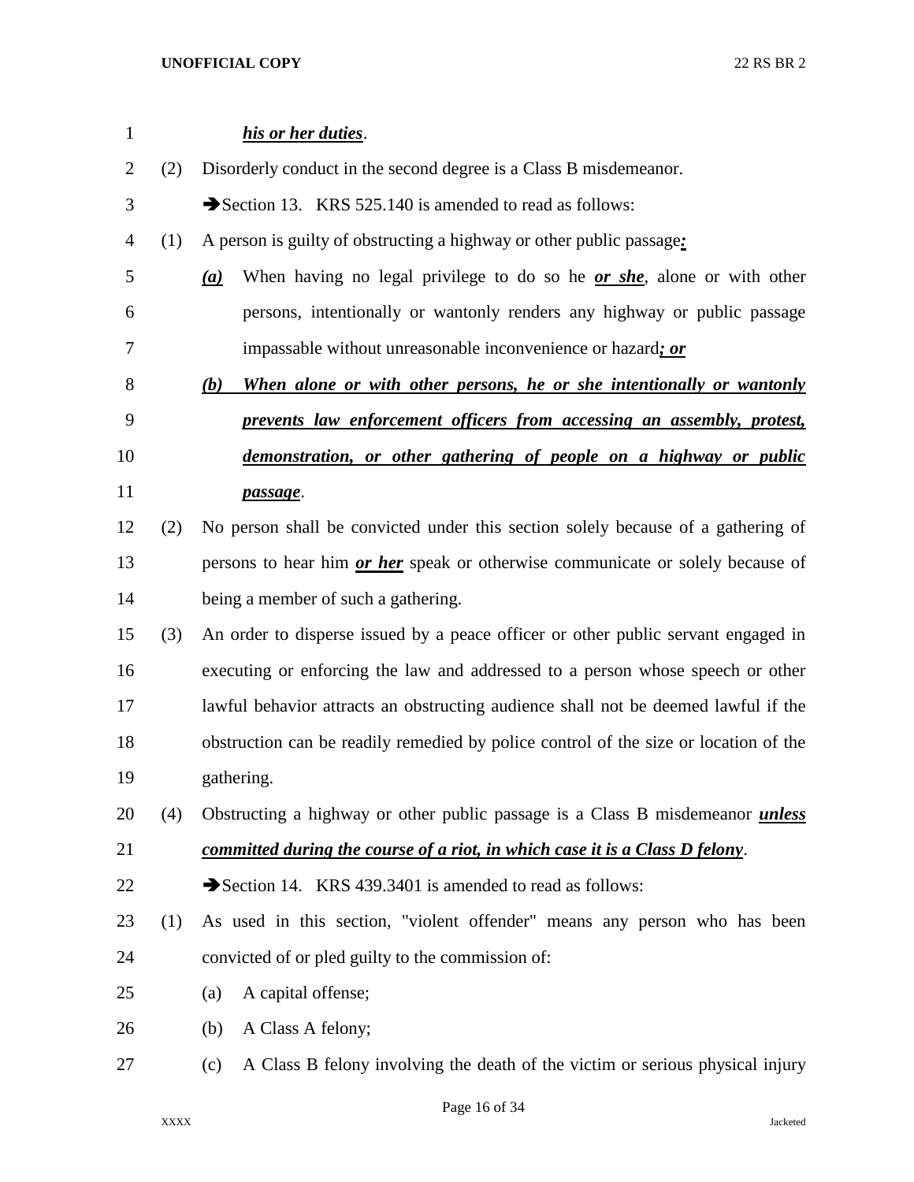***his or her duties***.

(2) Disorderly conduct in the second degree is a Class B misdemeanor.

➔Section 13. KRS 525.140 is amended to read as follows:

(1) A person is guilty of obstructing a highway or other public passage***:***

***(a)*** When having no legal privilege to do so he ***or she***, alone or with other persons, intentionally or wantonly renders any highway or public passage impassable without unreasonable inconvenience or hazard***; or***

***(b) When alone or with other persons, he or she intentionally or wantonly prevents law enforcement officers from accessing an assembly, protest, demonstration, or other gathering of people on a highway or public passage***.

(2) No person shall be convicted under this section solely because of a gathering of persons to hear him ***or her*** speak or otherwise communicate or solely because of being a member of such a gathering.

(3) An order to disperse issued by a peace officer or other public servant engaged in executing or enforcing the law and addressed to a person whose speech or other lawful behavior attracts an obstructing audience shall not be deemed lawful if the obstruction can be readily remedied by police control of the size or location of the gathering.

(4) Obstructing a highway or other public passage is a Class B misdemeanor ***unless committed during the course of a riot, in which case it is a Class D felony***.

➔Section 14. KRS 439.3401 is amended to read as follows:

(1) As used in this section, "violent offender" means any person who has been convicted of or pled guilty to the commission of:

(a) A capital offense;

(b) A Class A felony;

(c) A Class B felony involving the death of the victim or serious physical injury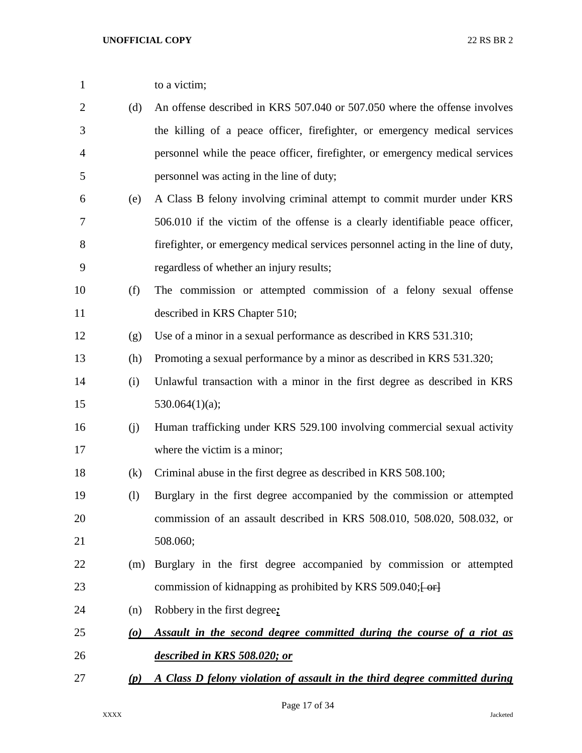to a victim;

(d) An offense described in KRS 507.040 or 507.050 where the offense involves the killing of a peace officer, firefighter, or emergency medical services personnel while the peace officer, firefighter, or emergency medical services personnel was acting in the line of duty;

(e) A Class B felony involving criminal attempt to commit murder under KRS 506.010 if the victim of the offense is a clearly identifiable peace officer, firefighter, or emergency medical services personnel acting in the line of duty, regardless of whether an injury results;

(f) The commission or attempted commission of a felony sexual offense described in KRS Chapter 510;

(g) Use of a minor in a sexual performance as described in KRS 531.310;

(h) Promoting a sexual performance by a minor as described in KRS 531.320;

(i) Unlawful transaction with a minor in the first degree as described in KRS 530.064(1)(a);

(j) Human trafficking under KRS 529.100 involving commercial sexual activity where the victim is a minor;

(k) Criminal abuse in the first degree as described in KRS 508.100;

(l) Burglary in the first degree accompanied by the commission or attempted commission of an assault described in KRS 508.010, 508.020, 508.032, or 508.060;

(m) Burglary in the first degree accompanied by commission or attempted commission of kidnapping as prohibited by KRS 509.040;~~[ or]~~

(n) Robbery in the first degree***;***

***(o) Assault in the second degree committed during the course of a riot as described in KRS 508.020; or***

***(p) A Class D felony violation of assault in the third degree committed during***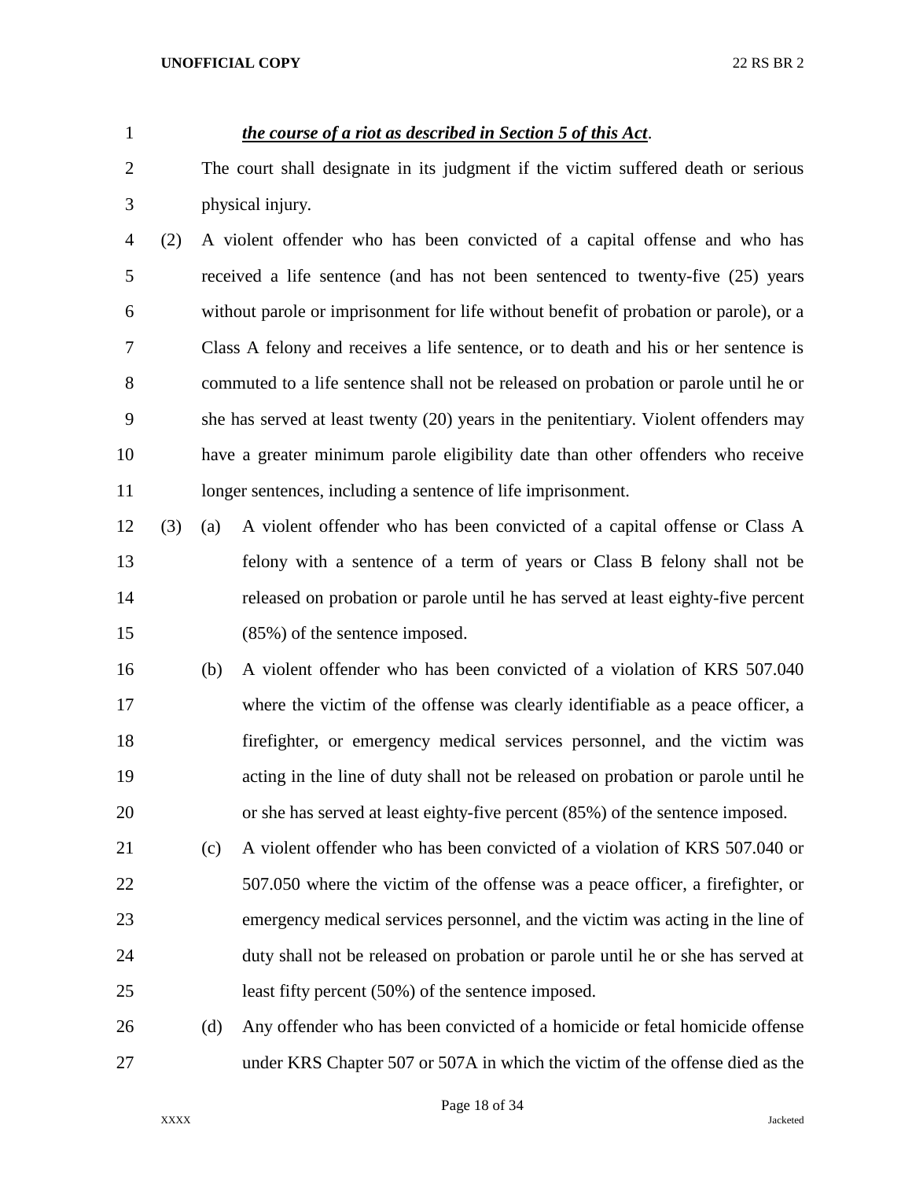***the course of a riot as described in Section 5 of this Act***.

The court shall designate in its judgment if the victim suffered death or serious physical injury.

(2) A violent offender who has been convicted of a capital offense and who has received a life sentence (and has not been sentenced to twenty-five (25) years without parole or imprisonment for life without benefit of probation or parole), or a Class A felony and receives a life sentence, or to death and his or her sentence is commuted to a life sentence shall not be released on probation or parole until he or she has served at least twenty (20) years in the penitentiary. Violent offenders may have a greater minimum parole eligibility date than other offenders who receive longer sentences, including a sentence of life imprisonment.

(3) (a) A violent offender who has been convicted of a capital offense or Class A felony with a sentence of a term of years or Class B felony shall not be released on probation or parole until he has served at least eighty-five percent (85%) of the sentence imposed.

(b) A violent offender who has been convicted of a violation of KRS 507.040 where the victim of the offense was clearly identifiable as a peace officer, a firefighter, or emergency medical services personnel, and the victim was acting in the line of duty shall not be released on probation or parole until he or she has served at least eighty-five percent (85%) of the sentence imposed.

(c) A violent offender who has been convicted of a violation of KRS 507.040 or 507.050 where the victim of the offense was a peace officer, a firefighter, or emergency medical services personnel, and the victim was acting in the line of duty shall not be released on probation or parole until he or she has served at least fifty percent (50%) of the sentence imposed.

(d) Any offender who has been convicted of a homicide or fetal homicide offense under KRS Chapter 507 or 507A in which the victim of the offense died as the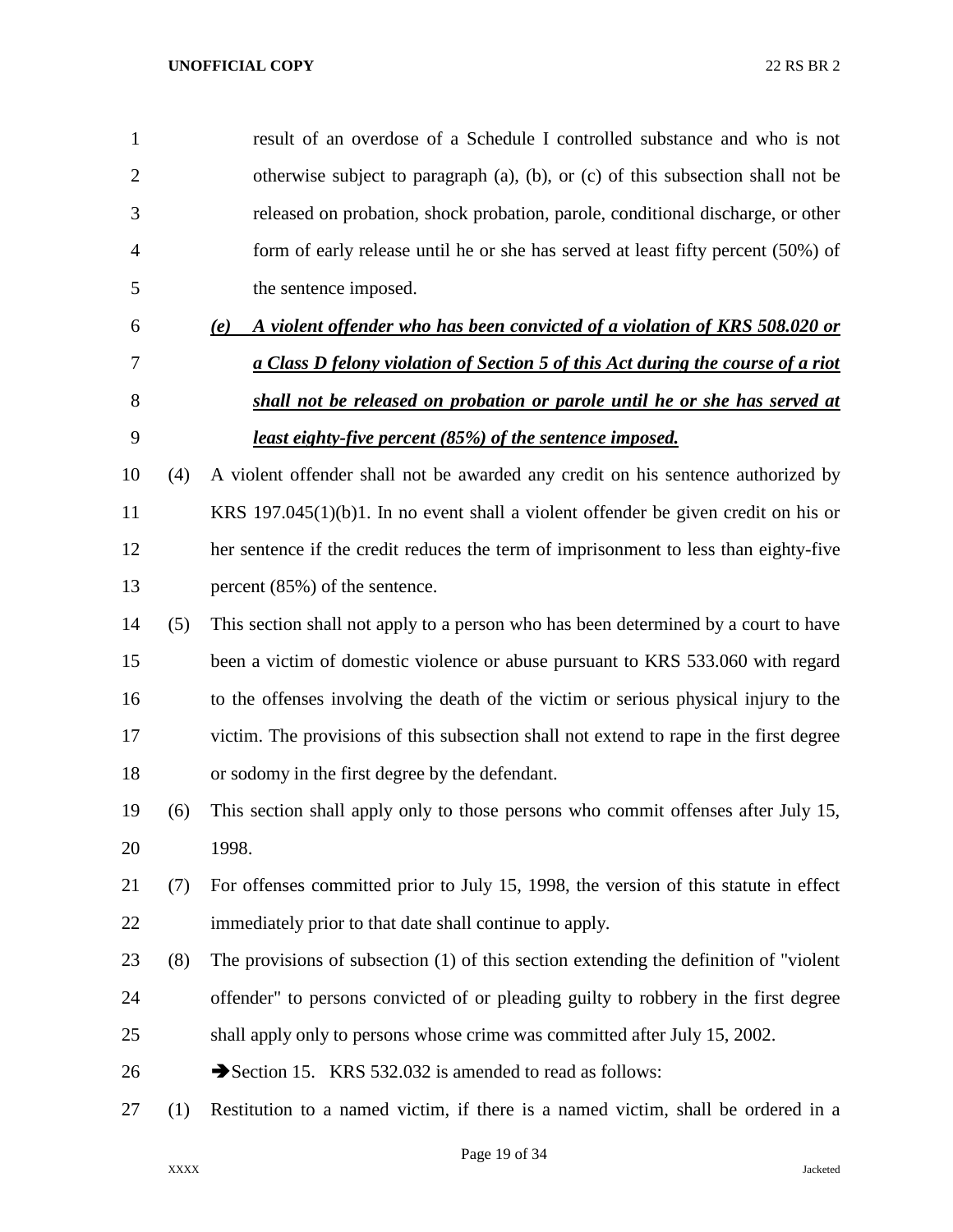result of an overdose of a Schedule I controlled substance and who is not otherwise subject to paragraph (a), (b), or (c) of this subsection shall not be released on probation, shock probation, parole, conditional discharge, or other form of early release until he or she has served at least fifty percent (50%) of the sentence imposed.

***(e) A violent offender who has been convicted of a violation of KRS 508.020 or a Class D felony violation of Section 5 of this Act during the course of a riot shall not be released on probation or parole until he or she has served at least eighty-five percent (85%) of the sentence imposed.***

(4) A violent offender shall not be awarded any credit on his sentence authorized by KRS 197.045(1)(b)1. In no event shall a violent offender be given credit on his or her sentence if the credit reduces the term of imprisonment to less than eighty-five percent (85%) of the sentence.

(5) This section shall not apply to a person who has been determined by a court to have been a victim of domestic violence or abuse pursuant to KRS 533.060 with regard to the offenses involving the death of the victim or serious physical injury to the victim. The provisions of this subsection shall not extend to rape in the first degree or sodomy in the first degree by the defendant.

(6) This section shall apply only to those persons who commit offenses after July 15, 1998.

(7) For offenses committed prior to July 15, 1998, the version of this statute in effect immediately prior to that date shall continue to apply.

(8) The provisions of subsection (1) of this section extending the definition of "violent offender" to persons convicted of or pleading guilty to robbery in the first degree shall apply only to persons whose crime was committed after July 15, 2002.

➔Section 15. KRS 532.032 is amended to read as follows:

(1) Restitution to a named victim, if there is a named victim, shall be ordered in a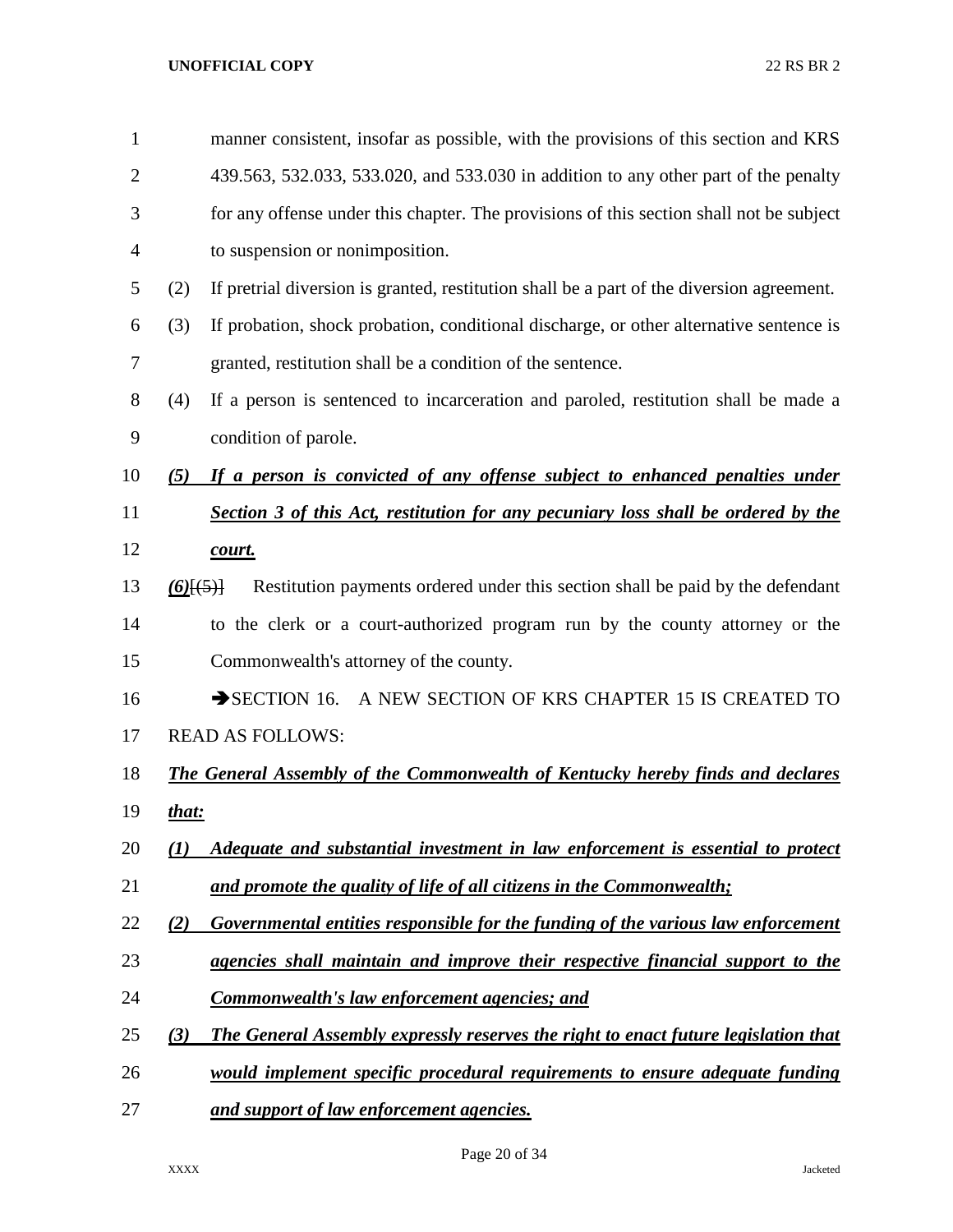manner consistent, insofar as possible, with the provisions of this section and KRS 439.563, 532.033, 533.020, and 533.030 in addition to any other part of the penalty for any offense under this chapter. The provisions of this section shall not be subject to suspension or nonimposition.

(2) If pretrial diversion is granted, restitution shall be a part of the diversion agreement.

(3) If probation, shock probation, conditional discharge, or other alternative sentence is granted, restitution shall be a condition of the sentence.

(4) If a person is sentenced to incarceration and paroled, restitution shall be made a condition of parole.

***(5) If a person is convicted of any offense subject to enhanced penalties under Section 3 of this Act, restitution for any pecuniary loss shall be ordered by the court.***

***(6)***~~[(5)]~~ Restitution payments ordered under this section shall be paid by the defendant to the clerk or a court-authorized program run by the county attorney or the Commonwealth's attorney of the county.

➔SECTION 16. A NEW SECTION OF KRS CHAPTER 15 IS CREATED TO READ AS FOLLOWS:

***The General Assembly of the Commonwealth of Kentucky hereby finds and declares that:***

***(1) Adequate and substantial investment in law enforcement is essential to protect and promote the quality of life of all citizens in the Commonwealth;***

***(2) Governmental entities responsible for the funding of the various law enforcement agencies shall maintain and improve their respective financial support to the Commonwealth's law enforcement agencies; and***

***(3) The General Assembly expressly reserves the right to enact future legislation that would implement specific procedural requirements to ensure adequate funding and support of law enforcement agencies.***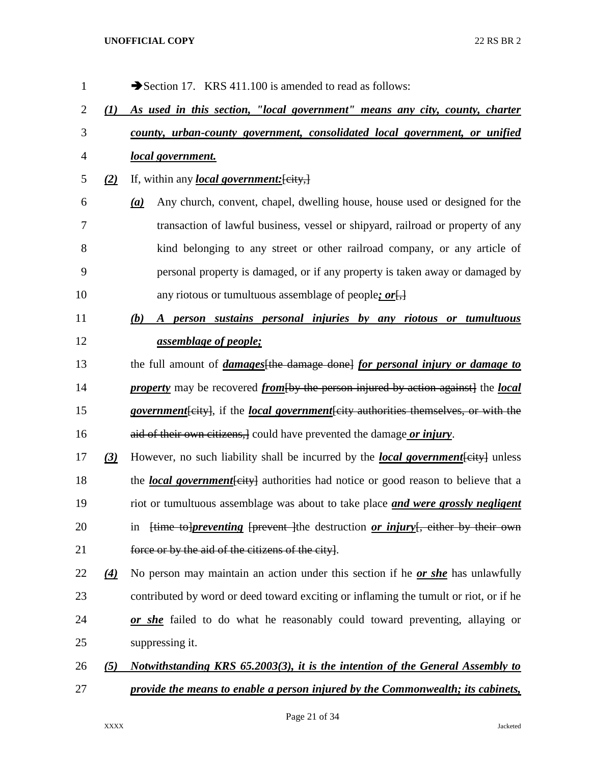➔Section 17. KRS 411.100 is amended to read as follows:

***(1) As used in this section, "local government" means any city, county, charter county, urban-county government, consolidated local government, or unified local government.***

***(2)*** If, within any ***local government:***~~[city,]~~

***(a)*** Any church, convent, chapel, dwelling house, house used or designed for the transaction of lawful business, vessel or shipyard, railroad or property of any kind belonging to any street or other railroad company, or any article of personal property is damaged, or if any property is taken away or damaged by any riotous or tumultuous assemblage of people***; or***~~[,]~~

***(b) A person sustains personal injuries by any riotous or tumultuous assemblage of people;***

the full amount of ***damages***~~[the damage done]~~ ***for personal injury or damage to property*** may be recovered ***from***~~[by the person injured by action against]~~ the ***local government***~~[city]~~, if the ***local government***~~[city authorities themselves, or with the aid of their own citizens,]~~ could have prevented the damage ***or injury***.

***(3)*** However, no such liability shall be incurred by the ***local government***~~[city]~~ unless the ***local government***~~[city]~~ authorities had notice or good reason to believe that a riot or tumultuous assemblage was about to take place ***and were grossly negligent*** in ~~[time to]~~***preventing*** ~~[prevent ]~~the destruction ***or injury***~~[, either by their own force or by the aid of the citizens of the city]~~.

***(4)*** No person may maintain an action under this section if he ***or she*** has unlawfully contributed by word or deed toward exciting or inflaming the tumult or riot, or if he ***or she*** failed to do what he reasonably could toward preventing, allaying or suppressing it.

***(5) Notwithstanding KRS 65.2003(3), it is the intention of the General Assembly to provide the means to enable a person injured by the Commonwealth; its cabinets,***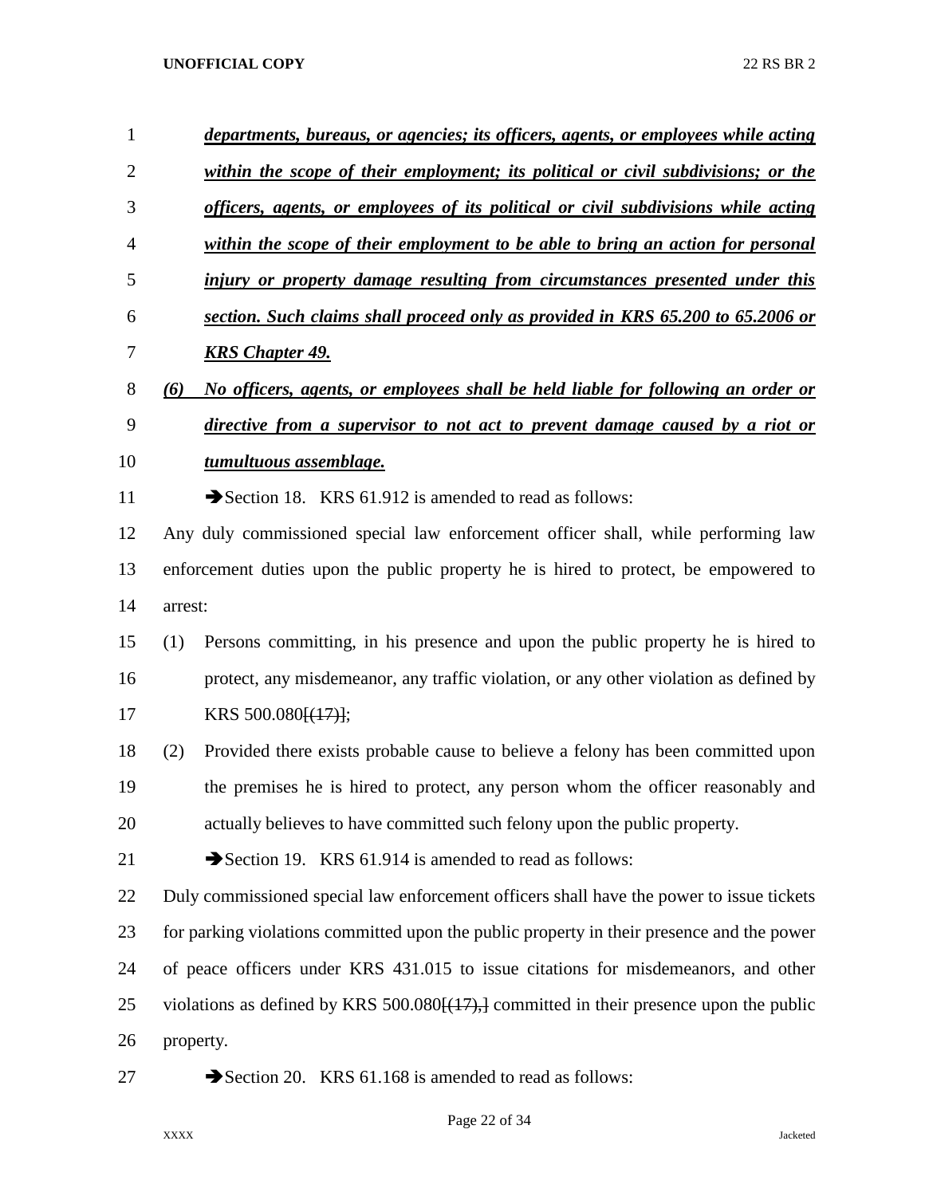***departments, bureaus, or agencies; its officers, agents, or employees while acting within the scope of their employment; its political or civil subdivisions; or the officers, agents, or employees of its political or civil subdivisions while acting within the scope of their employment to be able to bring an action for personal injury or property damage resulting from circumstances presented under this section. Such claims shall proceed only as provided in KRS 65.200 to 65.2006 or KRS Chapter 49.***

***(6) No officers, agents, or employees shall be held liable for following an order or directive from a supervisor to not act to prevent damage caused by a riot or tumultuous assemblage.***

➔Section 18. KRS 61.912 is amended to read as follows:

Any duly commissioned special law enforcement officer shall, while performing law enforcement duties upon the public property he is hired to protect, be empowered to arrest:

(1) Persons committing, in his presence and upon the public property he is hired to protect, any misdemeanor, any traffic violation, or any other violation as defined by KRS 500.080~~[(17)]~~;

(2) Provided there exists probable cause to believe a felony has been committed upon the premises he is hired to protect, any person whom the officer reasonably and actually believes to have committed such felony upon the public property.

➔Section 19. KRS 61.914 is amended to read as follows:

Duly commissioned special law enforcement officers shall have the power to issue tickets for parking violations committed upon the public property in their presence and the power of peace officers under KRS 431.015 to issue citations for misdemeanors, and other violations as defined by KRS 500.080~~[(17),]~~ committed in their presence upon the public property.

➔Section 20. KRS 61.168 is amended to read as follows: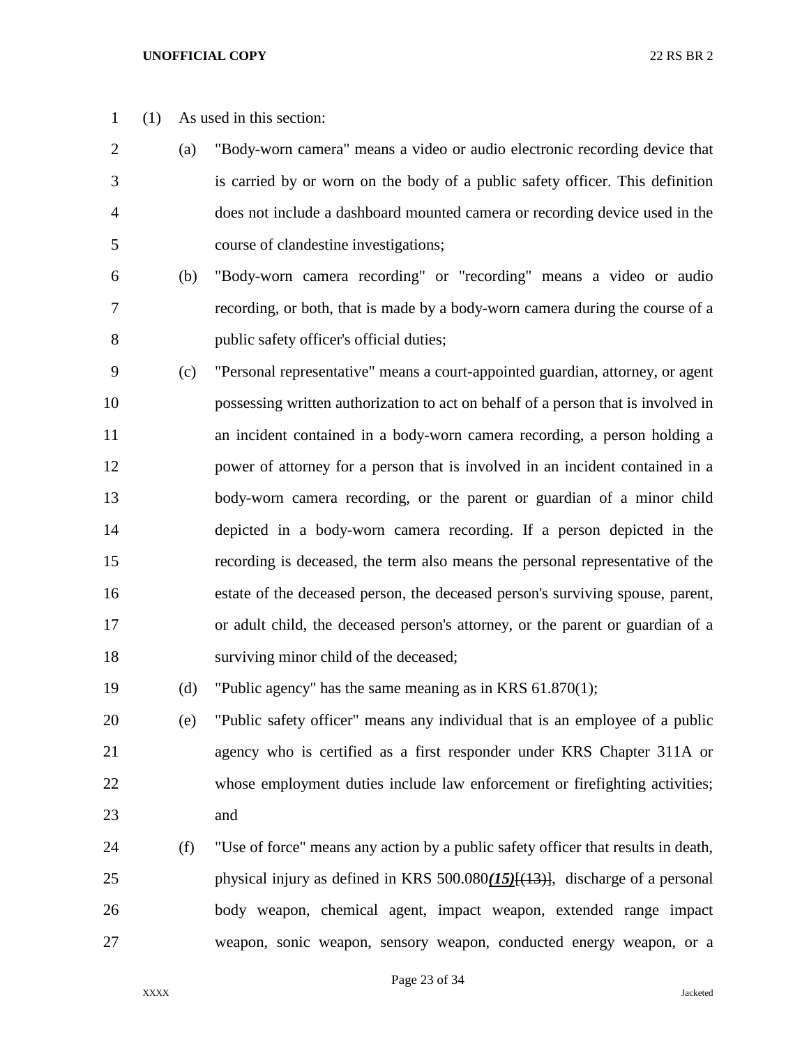(1) As used in this section:

(a) "Body-worn camera" means a video or audio electronic recording device that is carried by or worn on the body of a public safety officer. This definition does not include a dashboard mounted camera or recording device used in the course of clandestine investigations;

(b) "Body-worn camera recording" or "recording" means a video or audio recording, or both, that is made by a body-worn camera during the course of a public safety officer's official duties;

(c) "Personal representative" means a court-appointed guardian, attorney, or agent possessing written authorization to act on behalf of a person that is involved in an incident contained in a body-worn camera recording, a person holding a power of attorney for a person that is involved in an incident contained in a body-worn camera recording, or the parent or guardian of a minor child depicted in a body-worn camera recording. If a person depicted in the recording is deceased, the term also means the personal representative of the estate of the deceased person, the deceased person's surviving spouse, parent, or adult child, the deceased person's attorney, or the parent or guardian of a surviving minor child of the deceased;

(d) "Public agency" has the same meaning as in KRS 61.870(1);

(e) "Public safety officer" means any individual that is an employee of a public agency who is certified as a first responder under KRS Chapter 311A or whose employment duties include law enforcement or firefighting activities; and

(f) "Use of force" means any action by a public safety officer that results in death, physical injury as defined in KRS 500.080***(15)***[~~(13)~~], discharge of a personal body weapon, chemical agent, impact weapon, extended range impact weapon, sonic weapon, sensory weapon, conducted energy weapon, or a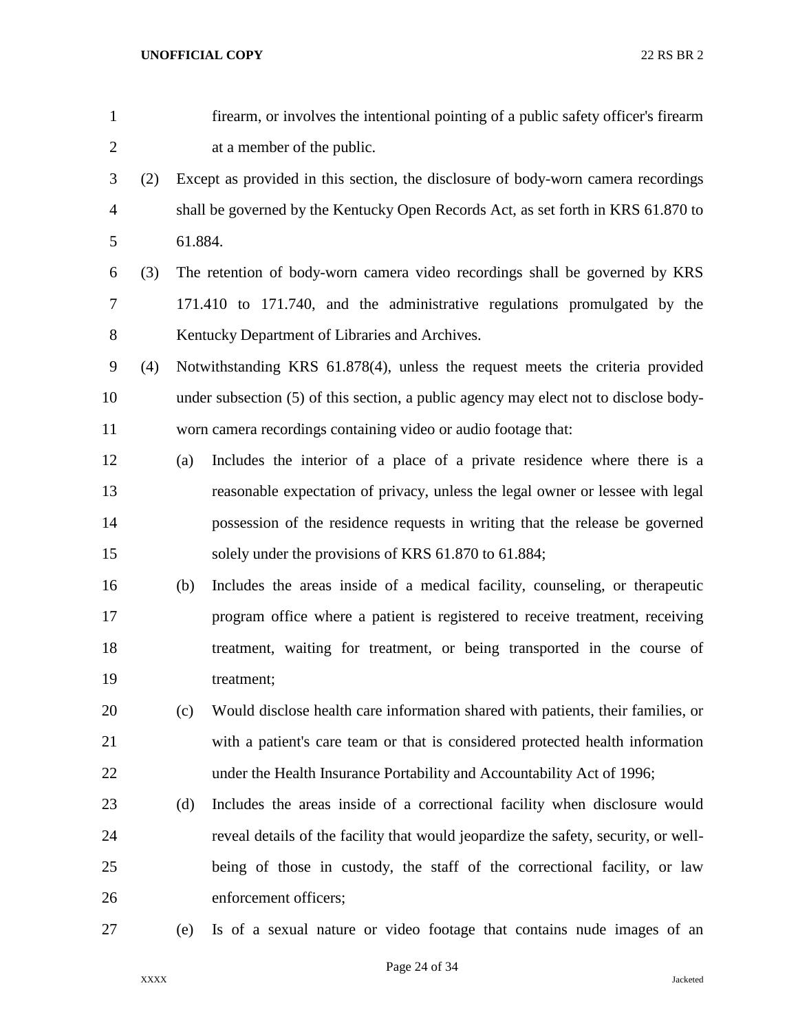firearm, or involves the intentional pointing of a public safety officer's firearm at a member of the public.

(2) Except as provided in this section, the disclosure of body-worn camera recordings shall be governed by the Kentucky Open Records Act, as set forth in KRS 61.870 to 61.884.

(3) The retention of body-worn camera video recordings shall be governed by KRS 171.410 to 171.740, and the administrative regulations promulgated by the Kentucky Department of Libraries and Archives.

(4) Notwithstanding KRS 61.878(4), unless the request meets the criteria provided under subsection (5) of this section, a public agency may elect not to disclose body-worn camera recordings containing video or audio footage that:

(a) Includes the interior of a place of a private residence where there is a reasonable expectation of privacy, unless the legal owner or lessee with legal possession of the residence requests in writing that the release be governed solely under the provisions of KRS 61.870 to 61.884;

(b) Includes the areas inside of a medical facility, counseling, or therapeutic program office where a patient is registered to receive treatment, receiving treatment, waiting for treatment, or being transported in the course of treatment;

(c) Would disclose health care information shared with patients, their families, or with a patient's care team or that is considered protected health information under the Health Insurance Portability and Accountability Act of 1996;

(d) Includes the areas inside of a correctional facility when disclosure would reveal details of the facility that would jeopardize the safety, security, or well-being of those in custody, the staff of the correctional facility, or law enforcement officers;

(e) Is of a sexual nature or video footage that contains nude images of an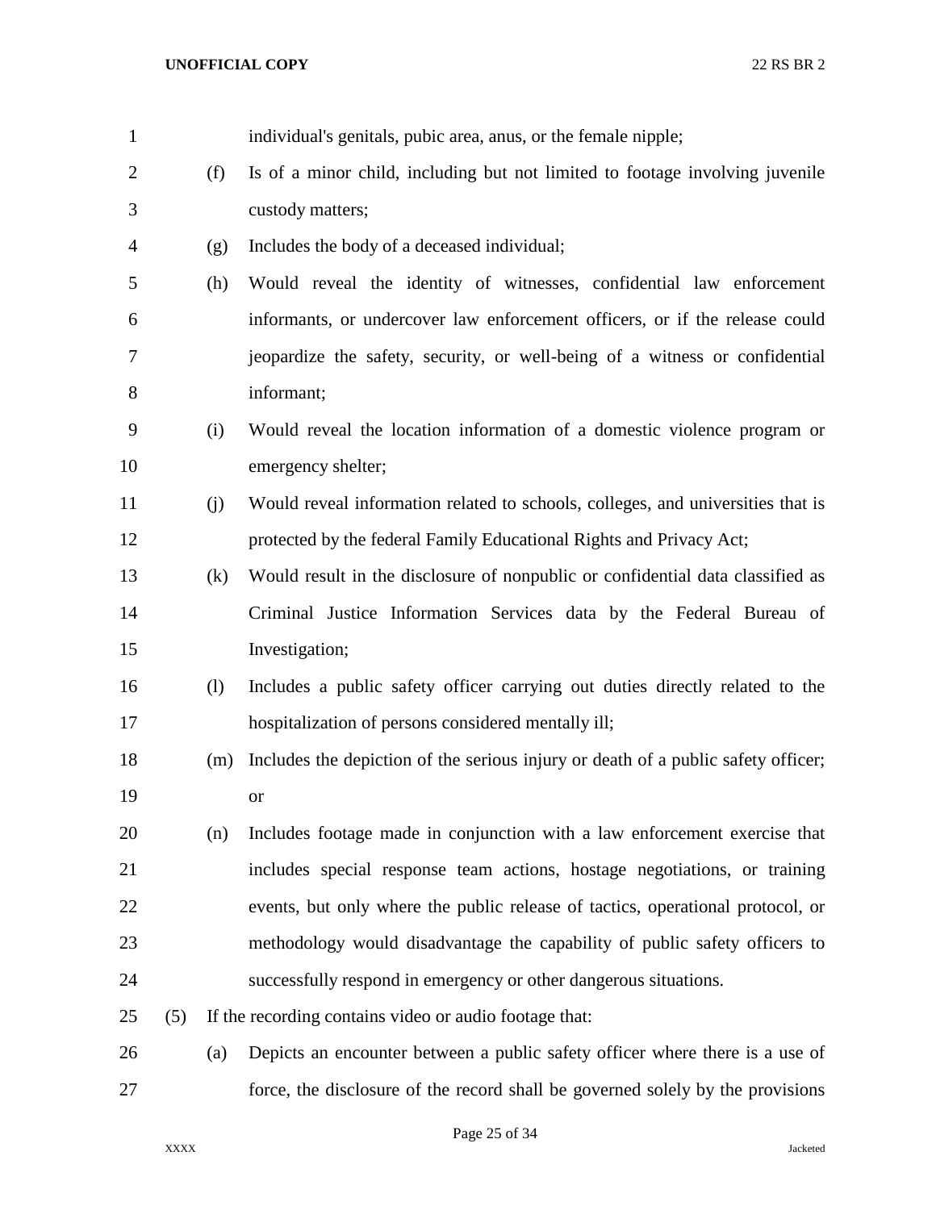individual's genitals, pubic area, anus, or the female nipple;

(f) Is of a minor child, including but not limited to footage involving juvenile custody matters;

(g) Includes the body of a deceased individual;

(h) Would reveal the identity of witnesses, confidential law enforcement informants, or undercover law enforcement officers, or if the release could jeopardize the safety, security, or well-being of a witness or confidential informant;

(i) Would reveal the location information of a domestic violence program or emergency shelter;

(j) Would reveal information related to schools, colleges, and universities that is protected by the federal Family Educational Rights and Privacy Act;

(k) Would result in the disclosure of nonpublic or confidential data classified as Criminal Justice Information Services data by the Federal Bureau of Investigation;

(l) Includes a public safety officer carrying out duties directly related to the hospitalization of persons considered mentally ill;

(m) Includes the depiction of the serious injury or death of a public safety officer; or

(n) Includes footage made in conjunction with a law enforcement exercise that includes special response team actions, hostage negotiations, or training events, but only where the public release of tactics, operational protocol, or methodology would disadvantage the capability of public safety officers to successfully respond in emergency or other dangerous situations.

(5) If the recording contains video or audio footage that:

(a) Depicts an encounter between a public safety officer where there is a use of force, the disclosure of the record shall be governed solely by the provisions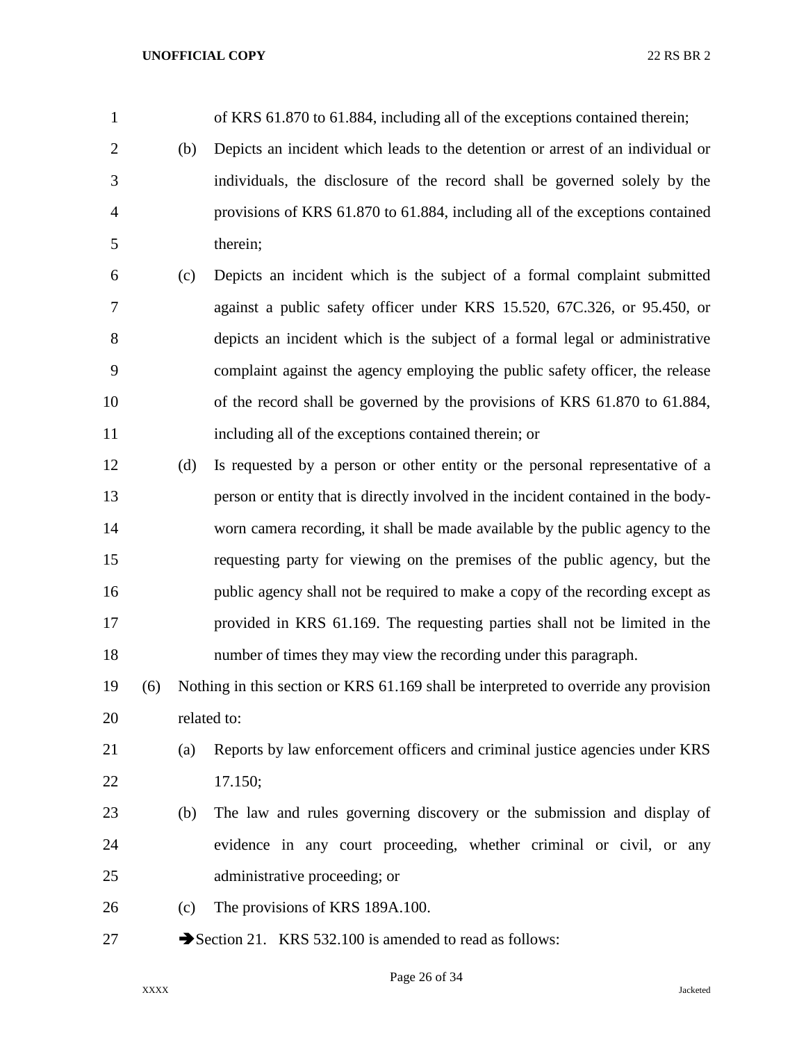of KRS 61.870 to 61.884, including all of the exceptions contained therein;

(b) Depicts an incident which leads to the detention or arrest of an individual or individuals, the disclosure of the record shall be governed solely by the provisions of KRS 61.870 to 61.884, including all of the exceptions contained therein;

(c) Depicts an incident which is the subject of a formal complaint submitted against a public safety officer under KRS 15.520, 67C.326, or 95.450, or depicts an incident which is the subject of a formal legal or administrative complaint against the agency employing the public safety officer, the release of the record shall be governed by the provisions of KRS 61.870 to 61.884, including all of the exceptions contained therein; or

(d) Is requested by a person or other entity or the personal representative of a person or entity that is directly involved in the incident contained in the body-worn camera recording, it shall be made available by the public agency to the requesting party for viewing on the premises of the public agency, but the public agency shall not be required to make a copy of the recording except as provided in KRS 61.169. The requesting parties shall not be limited in the number of times they may view the recording under this paragraph.

(6) Nothing in this section or KRS 61.169 shall be interpreted to override any provision related to:

(a) Reports by law enforcement officers and criminal justice agencies under KRS 17.150;

(b) The law and rules governing discovery or the submission and display of evidence in any court proceeding, whether criminal or civil, or any administrative proceeding; or

(c) The provisions of KRS 189A.100.

➔Section 21. KRS 532.100 is amended to read as follows: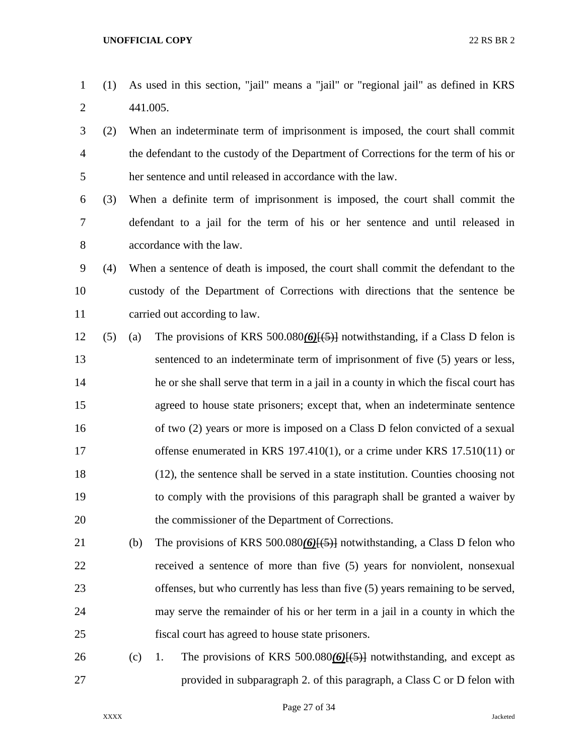(1) As used in this section, "jail" means a "jail" or "regional jail" as defined in KRS 441.005.

(2) When an indeterminate term of imprisonment is imposed, the court shall commit the defendant to the custody of the Department of Corrections for the term of his or her sentence and until released in accordance with the law.

(3) When a definite term of imprisonment is imposed, the court shall commit the defendant to a jail for the term of his or her sentence and until released in accordance with the law.

(4) When a sentence of death is imposed, the court shall commit the defendant to the custody of the Department of Corrections with directions that the sentence be carried out according to law.

(5) (a) The provisions of KRS 500.080***(6)***[(5)] notwithstanding, if a Class D felon is sentenced to an indeterminate term of imprisonment of five (5) years or less, he or she shall serve that term in a jail in a county in which the fiscal court has agreed to house state prisoners; except that, when an indeterminate sentence of two (2) years or more is imposed on a Class D felon convicted of a sexual offense enumerated in KRS 197.410(1), or a crime under KRS 17.510(11) or (12), the sentence shall be served in a state institution. Counties choosing not to comply with the provisions of this paragraph shall be granted a waiver by the commissioner of the Department of Corrections.

(b) The provisions of KRS 500.080***(6)***[(5)] notwithstanding, a Class D felon who received a sentence of more than five (5) years for nonviolent, nonsexual offenses, but who currently has less than five (5) years remaining to be served, may serve the remainder of his or her term in a jail in a county in which the fiscal court has agreed to house state prisoners.

(c) 1. The provisions of KRS 500.080***(6)***[(5)] notwithstanding, and except as provided in subparagraph 2. of this paragraph, a Class C or D felon with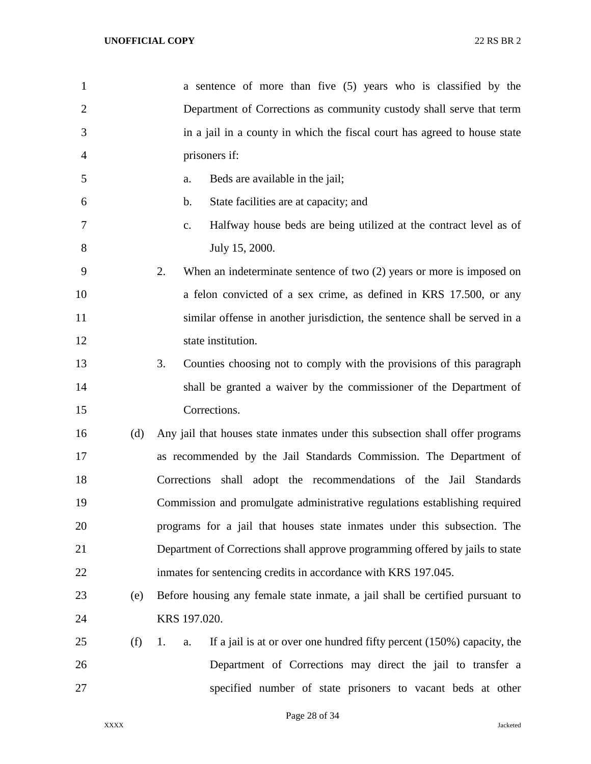a sentence of more than five (5) years who is classified by the Department of Corrections as community custody shall serve that term in a jail in a county in which the fiscal court has agreed to house state prisoners if:

a. Beds are available in the jail;

b. State facilities are at capacity; and

c. Halfway house beds are being utilized at the contract level as of July 15, 2000.

2. When an indeterminate sentence of two (2) years or more is imposed on a felon convicted of a sex crime, as defined in KRS 17.500, or any similar offense in another jurisdiction, the sentence shall be served in a state institution.

3. Counties choosing not to comply with the provisions of this paragraph shall be granted a waiver by the commissioner of the Department of Corrections.

(d) Any jail that houses state inmates under this subsection shall offer programs as recommended by the Jail Standards Commission. The Department of Corrections shall adopt the recommendations of the Jail Standards Commission and promulgate administrative regulations establishing required programs for a jail that houses state inmates under this subsection. The Department of Corrections shall approve programming offered by jails to state inmates for sentencing credits in accordance with KRS 197.045.

(e) Before housing any female state inmate, a jail shall be certified pursuant to KRS 197.020.

(f) 1. a. If a jail is at or over one hundred fifty percent (150%) capacity, the Department of Corrections may direct the jail to transfer a specified number of state prisoners to vacant beds at other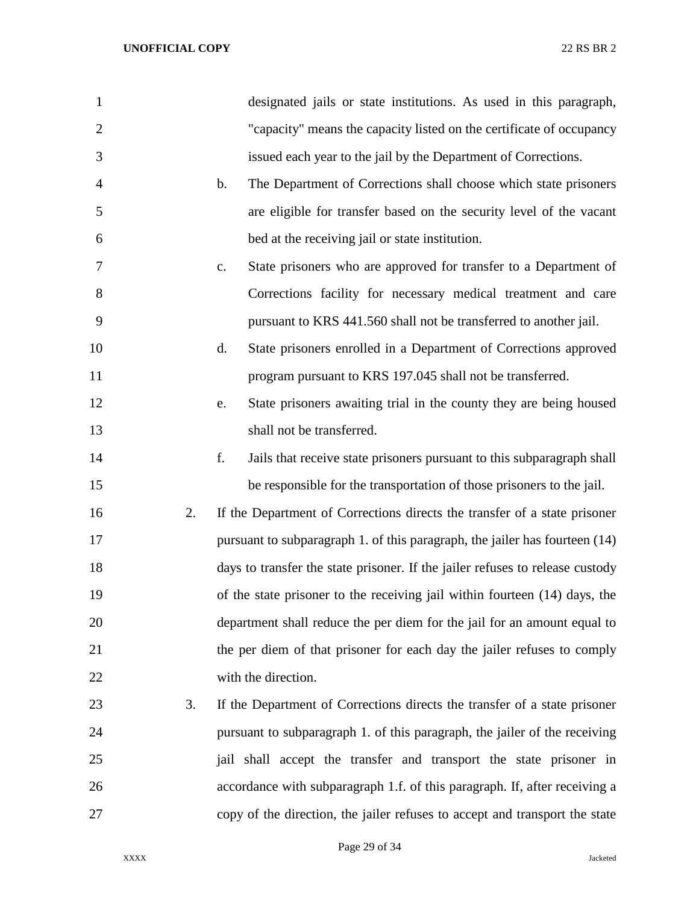designated jails or state institutions. As used in this paragraph, "capacity" means the capacity listed on the certificate of occupancy issued each year to the jail by the Department of Corrections.

b. The Department of Corrections shall choose which state prisoners are eligible for transfer based on the security level of the vacant bed at the receiving jail or state institution.

c. State prisoners who are approved for transfer to a Department of Corrections facility for necessary medical treatment and care pursuant to KRS 441.560 shall not be transferred to another jail.

d. State prisoners enrolled in a Department of Corrections approved program pursuant to KRS 197.045 shall not be transferred.

e. State prisoners awaiting trial in the county they are being housed shall not be transferred.

f. Jails that receive state prisoners pursuant to this subparagraph shall be responsible for the transportation of those prisoners to the jail.

2. If the Department of Corrections directs the transfer of a state prisoner pursuant to subparagraph 1. of this paragraph, the jailer has fourteen (14) days to transfer the state prisoner. If the jailer refuses to release custody of the state prisoner to the receiving jail within fourteen (14) days, the department shall reduce the per diem for the jail for an amount equal to the per diem of that prisoner for each day the jailer refuses to comply with the direction.

3. If the Department of Corrections directs the transfer of a state prisoner pursuant to subparagraph 1. of this paragraph, the jailer of the receiving jail shall accept the transfer and transport the state prisoner in accordance with subparagraph 1.f. of this paragraph. If, after receiving a copy of the direction, the jailer refuses to accept and transport the state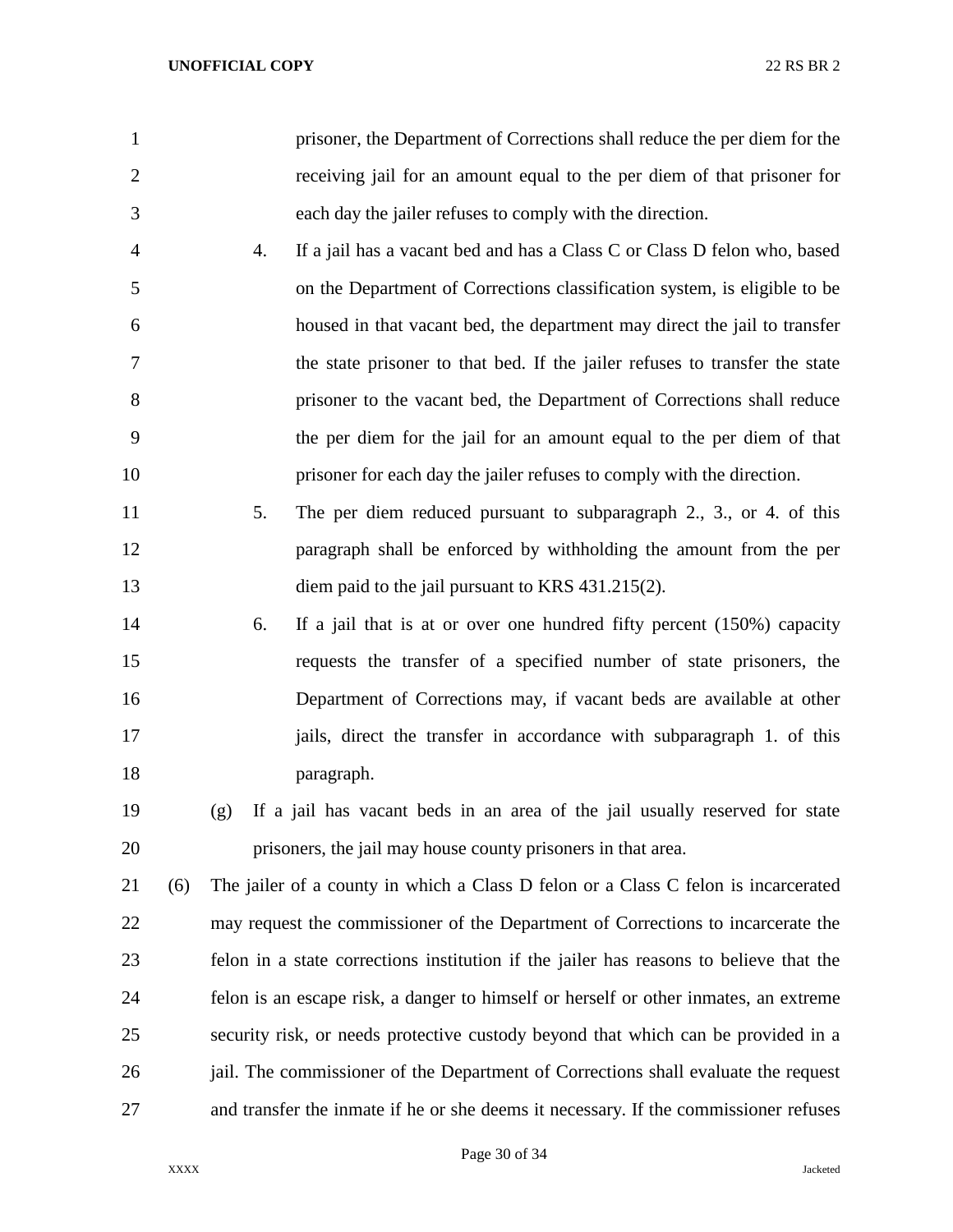prisoner, the Department of Corrections shall reduce the per diem for the receiving jail for an amount equal to the per diem of that prisoner for each day the jailer refuses to comply with the direction.

4. If a jail has a vacant bed and has a Class C or Class D felon who, based on the Department of Corrections classification system, is eligible to be housed in that vacant bed, the department may direct the jail to transfer the state prisoner to that bed. If the jailer refuses to transfer the state prisoner to the vacant bed, the Department of Corrections shall reduce the per diem for the jail for an amount equal to the per diem of that prisoner for each day the jailer refuses to comply with the direction.

5. The per diem reduced pursuant to subparagraph 2., 3., or 4. of this paragraph shall be enforced by withholding the amount from the per diem paid to the jail pursuant to KRS 431.215(2).

6. If a jail that is at or over one hundred fifty percent (150%) capacity requests the transfer of a specified number of state prisoners, the Department of Corrections may, if vacant beds are available at other jails, direct the transfer in accordance with subparagraph 1. of this paragraph.

(g) If a jail has vacant beds in an area of the jail usually reserved for state prisoners, the jail may house county prisoners in that area.

(6) The jailer of a county in which a Class D felon or a Class C felon is incarcerated may request the commissioner of the Department of Corrections to incarcerate the felon in a state corrections institution if the jailer has reasons to believe that the felon is an escape risk, a danger to himself or herself or other inmates, an extreme security risk, or needs protective custody beyond that which can be provided in a jail. The commissioner of the Department of Corrections shall evaluate the request and transfer the inmate if he or she deems it necessary. If the commissioner refuses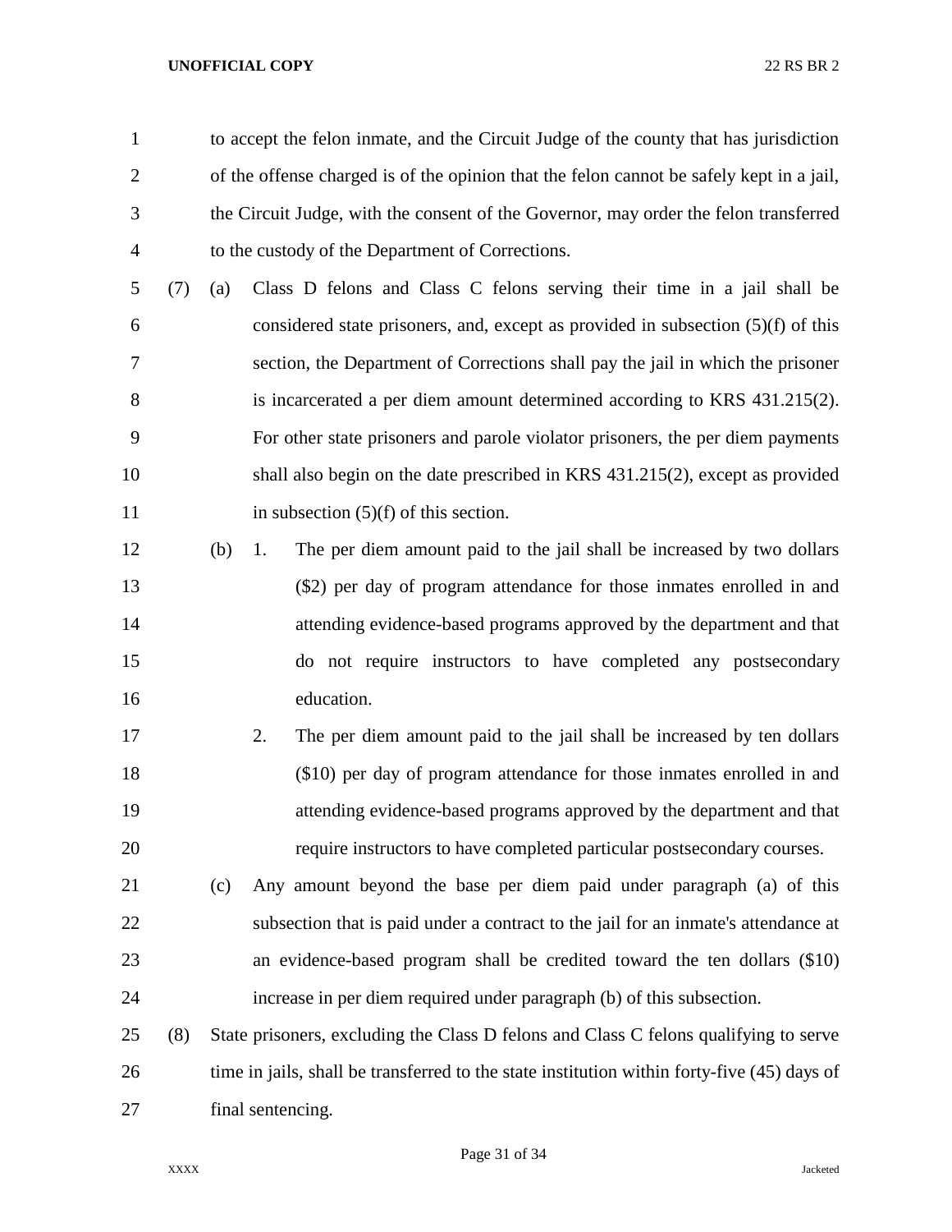to accept the felon inmate, and the Circuit Judge of the county that has jurisdiction of the offense charged is of the opinion that the felon cannot be safely kept in a jail, the Circuit Judge, with the consent of the Governor, may order the felon transferred to the custody of the Department of Corrections.

(7) (a) Class D felons and Class C felons serving their time in a jail shall be considered state prisoners, and, except as provided in subsection (5)(f) of this section, the Department of Corrections shall pay the jail in which the prisoner is incarcerated a per diem amount determined according to KRS 431.215(2). For other state prisoners and parole violator prisoners, the per diem payments shall also begin on the date prescribed in KRS 431.215(2), except as provided in subsection (5)(f) of this section.

(b) 1. The per diem amount paid to the jail shall be increased by two dollars ($2) per day of program attendance for those inmates enrolled in and attending evidence-based programs approved by the department and that do not require instructors to have completed any postsecondary education.

2. The per diem amount paid to the jail shall be increased by ten dollars ($10) per day of program attendance for those inmates enrolled in and attending evidence-based programs approved by the department and that require instructors to have completed particular postsecondary courses.

(c) Any amount beyond the base per diem paid under paragraph (a) of this subsection that is paid under a contract to the jail for an inmate's attendance at an evidence-based program shall be credited toward the ten dollars ($10) increase in per diem required under paragraph (b) of this subsection.

(8) State prisoners, excluding the Class D felons and Class C felons qualifying to serve time in jails, shall be transferred to the state institution within forty-five (45) days of final sentencing.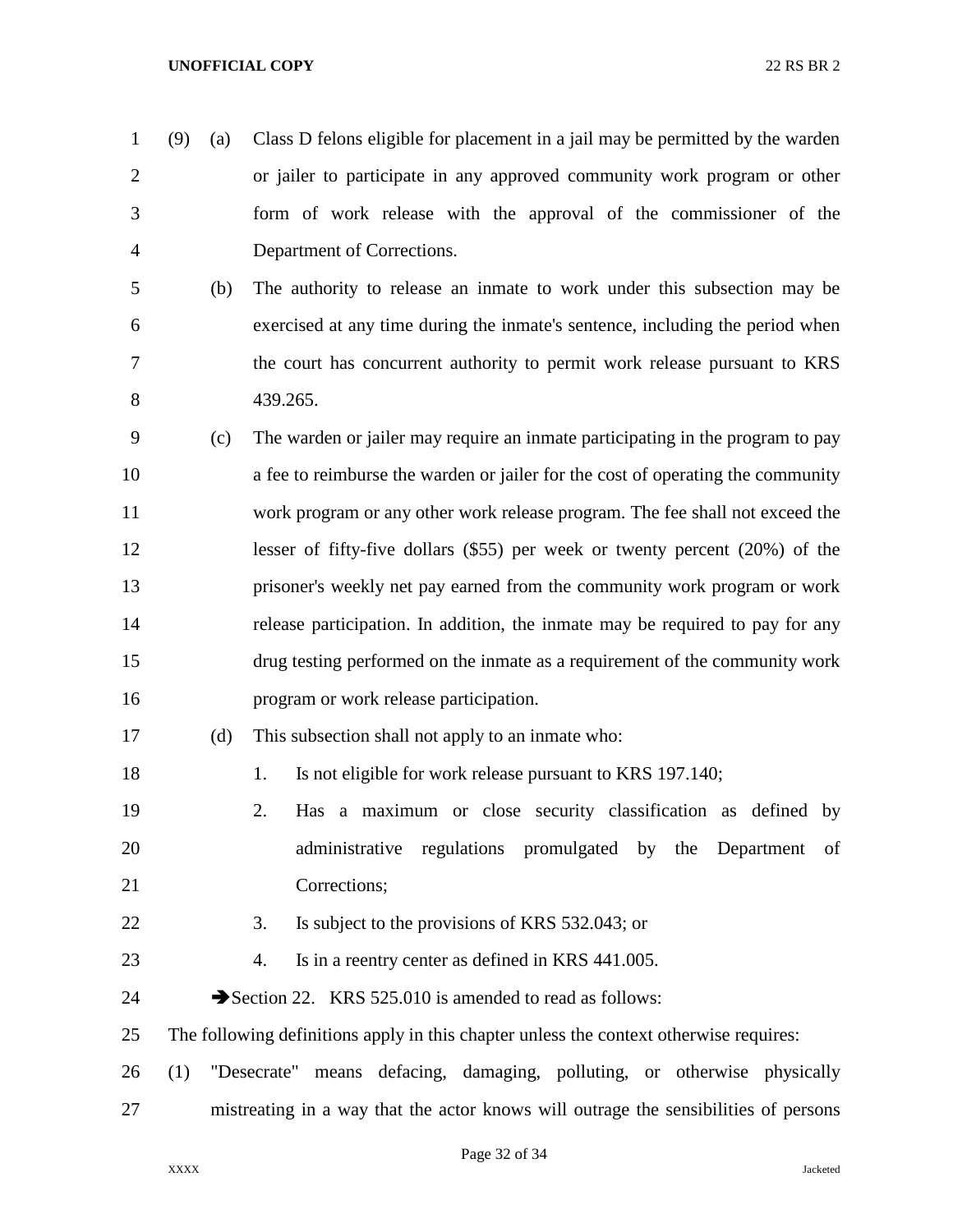(9) (a) Class D felons eligible for placement in a jail may be permitted by the warden or jailer to participate in any approved community work program or other form of work release with the approval of the commissioner of the Department of Corrections.

(b) The authority to release an inmate to work under this subsection may be exercised at any time during the inmate's sentence, including the period when the court has concurrent authority to permit work release pursuant to KRS 439.265.

(c) The warden or jailer may require an inmate participating in the program to pay a fee to reimburse the warden or jailer for the cost of operating the community work program or any other work release program. The fee shall not exceed the lesser of fifty-five dollars ($55) per week or twenty percent (20%) of the prisoner's weekly net pay earned from the community work program or work release participation. In addition, the inmate may be required to pay for any drug testing performed on the inmate as a requirement of the community work program or work release participation.

(d) This subsection shall not apply to an inmate who:

1. Is not eligible for work release pursuant to KRS 197.140;
2. Has a maximum or close security classification as defined by administrative regulations promulgated by the Department of Corrections;
3. Is subject to the provisions of KRS 532.043; or
4. Is in a reentry center as defined in KRS 441.005.

➔Section 22. KRS 525.010 is amended to read as follows:

The following definitions apply in this chapter unless the context otherwise requires:

(1) "Desecrate" means defacing, damaging, polluting, or otherwise physically mistreating in a way that the actor knows will outrage the sensibilities of persons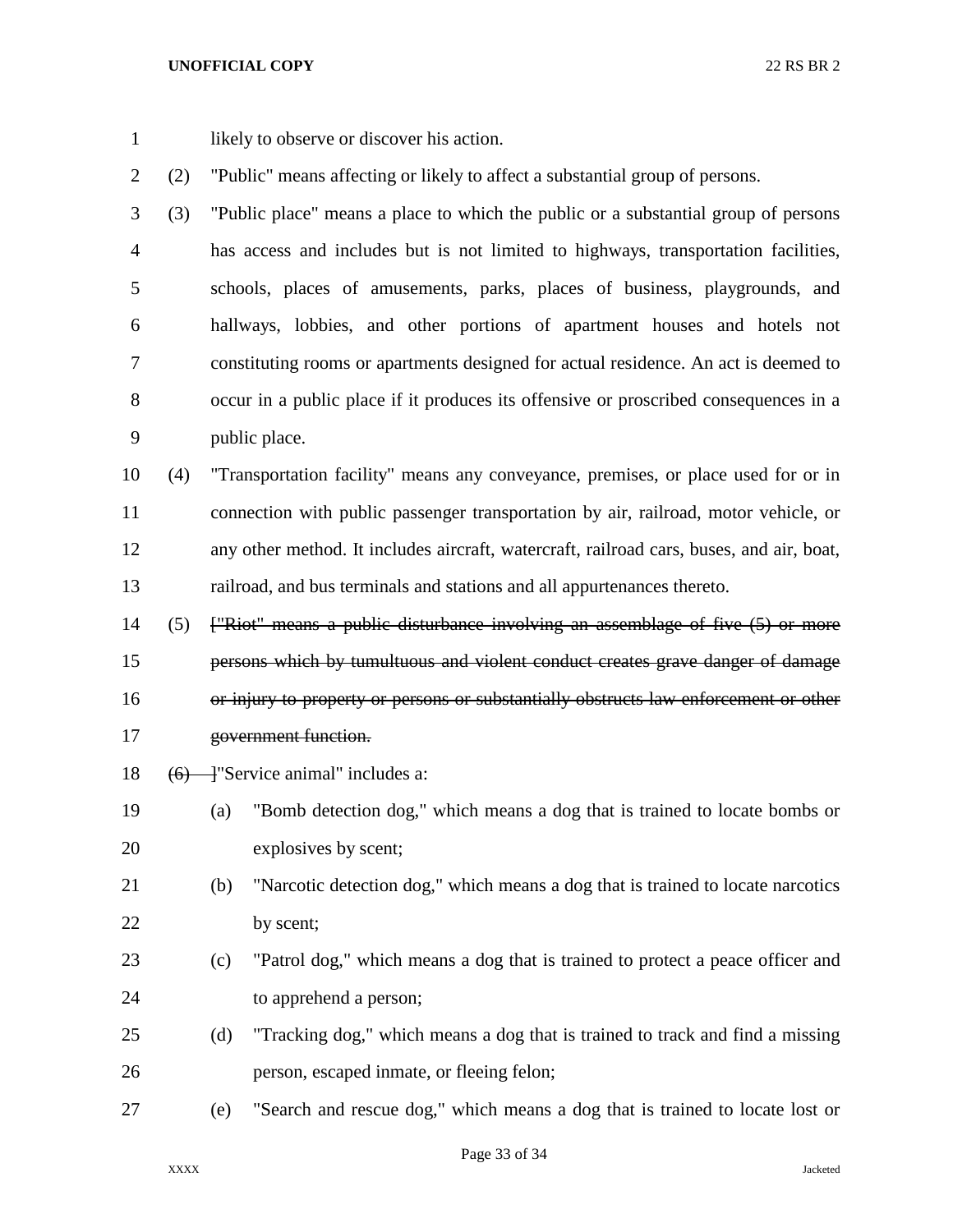likely to observe or discover his action.

(2) "Public" means affecting or likely to affect a substantial group of persons.

(3) "Public place" means a place to which the public or a substantial group of persons has access and includes but is not limited to highways, transportation facilities, schools, places of amusements, parks, places of business, playgrounds, and hallways, lobbies, and other portions of apartment houses and hotels not constituting rooms or apartments designed for actual residence. An act is deemed to occur in a public place if it produces its offensive or proscribed consequences in a public place.

(4) "Transportation facility" means any conveyance, premises, or place used for or in connection with public passenger transportation by air, railroad, motor vehicle, or any other method. It includes aircraft, watercraft, railroad cars, buses, and air, boat, railroad, and bus terminals and stations and all appurtenances thereto.

(5) ~~["Riot" means a public disturbance involving an assemblage of five (5) or more persons which by tumultuous and violent conduct creates grave danger of damage or injury to property or persons or substantially obstructs law enforcement or other government function.~~

~~(6)~~ ]"Service animal" includes a:

(a) "Bomb detection dog," which means a dog that is trained to locate bombs or explosives by scent;

(b) "Narcotic detection dog," which means a dog that is trained to locate narcotics by scent;

(c) "Patrol dog," which means a dog that is trained to protect a peace officer and to apprehend a person;

(d) "Tracking dog," which means a dog that is trained to track and find a missing person, escaped inmate, or fleeing felon;

(e) "Search and rescue dog," which means a dog that is trained to locate lost or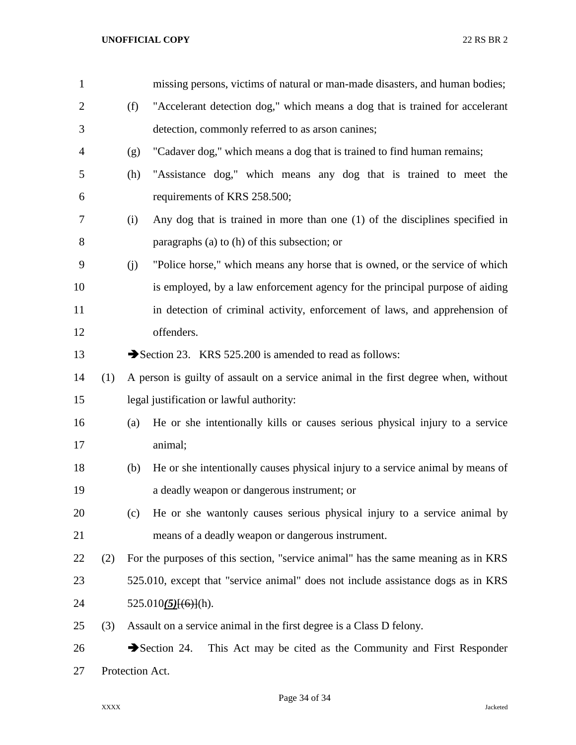missing persons, victims of natural or man-made disasters, and human bodies;

(f) "Accelerant detection dog," which means a dog that is trained for accelerant detection, commonly referred to as arson canines;

(g) "Cadaver dog," which means a dog that is trained to find human remains;

(h) "Assistance dog," which means any dog that is trained to meet the requirements of KRS 258.500;

(i) Any dog that is trained in more than one (1) of the disciplines specified in paragraphs (a) to (h) of this subsection; or

(j) "Police horse," which means any horse that is owned, or the service of which is employed, by a law enforcement agency for the principal purpose of aiding in detection of criminal activity, enforcement of laws, and apprehension of offenders.

➔Section 23. KRS 525.200 is amended to read as follows:

(1) A person is guilty of assault on a service animal in the first degree when, without legal justification or lawful authority:

(a) He or she intentionally kills or causes serious physical injury to a service animal;

(b) He or she intentionally causes physical injury to a service animal by means of a deadly weapon or dangerous instrument; or

(c) He or she wantonly causes serious physical injury to a service animal by means of a deadly weapon or dangerous instrument.

(2) For the purposes of this section, "service animal" has the same meaning as in KRS 525.010, except that "service animal" does not include assistance dogs as in KRS 525.010***(5)***~~[(6)]~~(h).

(3) Assault on a service animal in the first degree is a Class D felony.

➔Section 24. This Act may be cited as the Community and First Responder Protection Act.